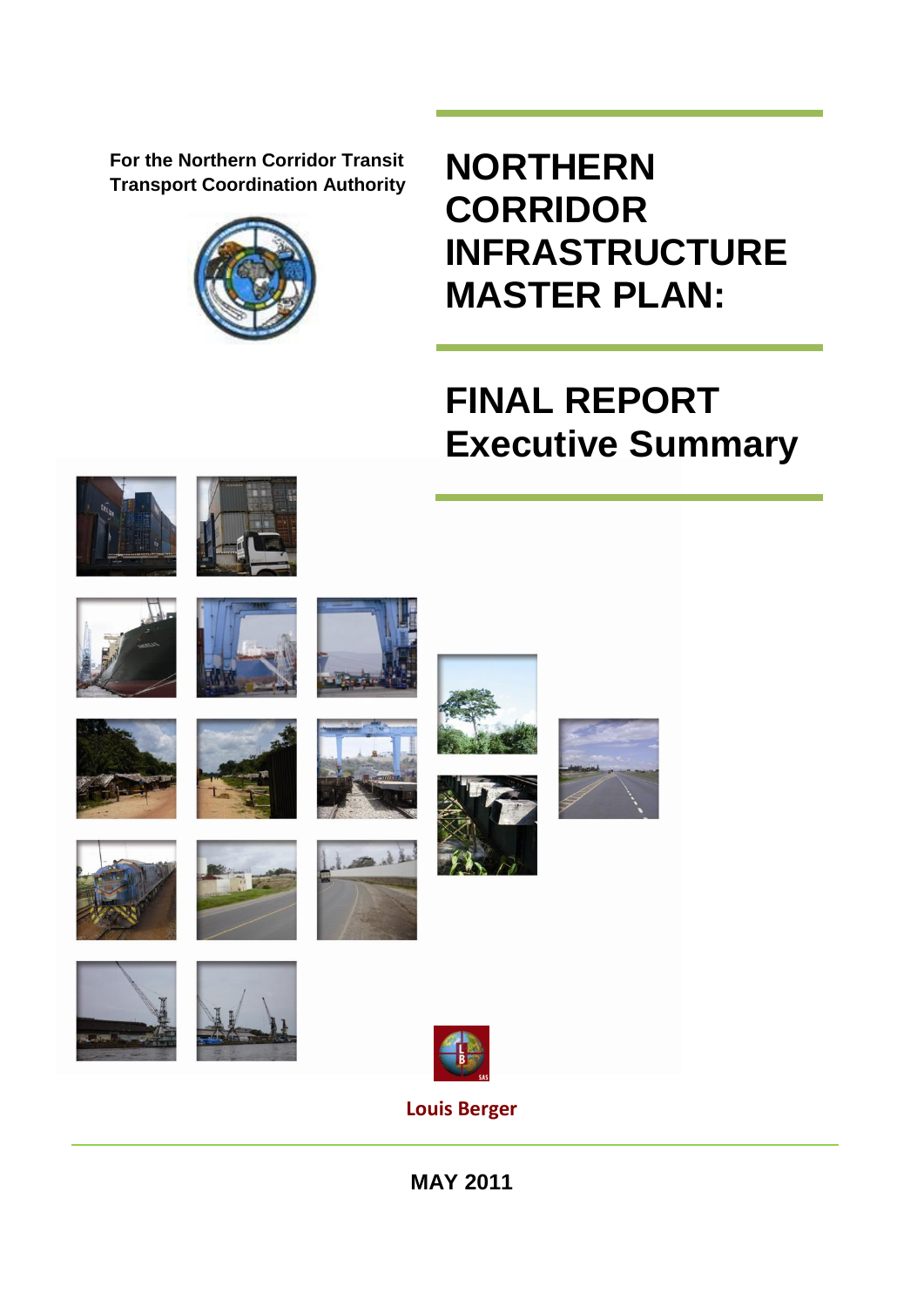For the Northern Corridor Transit Transport Coordination Authority

# NORTHERN CORRIDOR INFRASTRUCTURE MASTER PLAN:

## FINAL REPORT Executive Summary

Louis Berger

**MAY 2011**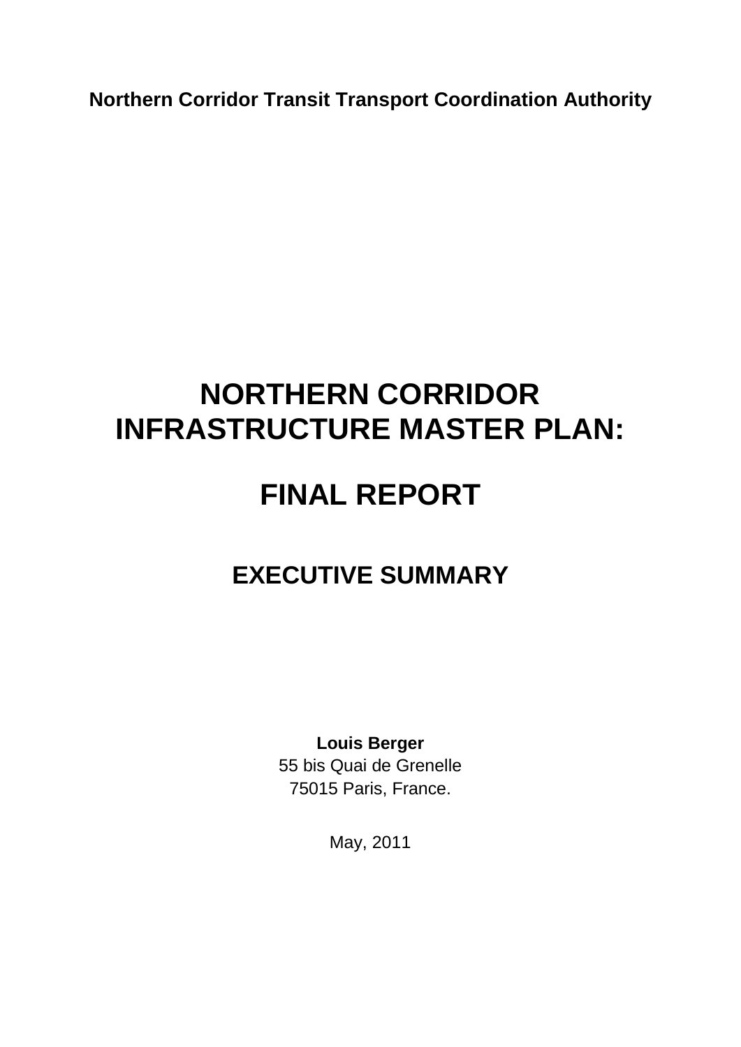**Northern Corridor Transit Transport Coordination Authority**

# NORTHERN CORRIDOR INFRASTRUCTURE MASTER PLAN:

# FINAL REPORT

## EXECUTIVE SUMMARY

**Louis Berger**
55 bis Quai de Grenelle
75015 Paris, France.

May, 2011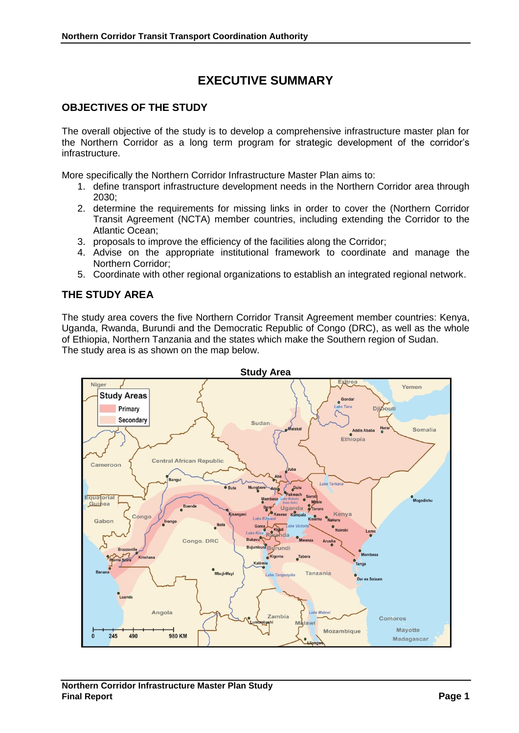# EXECUTIVE SUMMARY

## OBJECTIVES OF THE STUDY

The overall objective of the study is to develop a comprehensive infrastructure master plan for the Northern Corridor as a long term program for strategic development of the corridor's infrastructure.

More specifically the Northern Corridor Infrastructure Master Plan aims to:

1. define transport infrastructure development needs in the Northern Corridor area through 2030;
2. determine the requirements for missing links in order to cover the (Northern Corridor Transit Agreement (NCTA) member countries, including extending the Corridor to the Atlantic Ocean;
3. proposals to improve the efficiency of the facilities along the Corridor;
4. Advise on the appropriate institutional framework to coordinate and manage the Northern Corridor;
5. Coordinate with other regional organizations to establish an integrated regional network.

## THE STUDY AREA

The study area covers the five Northern Corridor Transit Agreement member countries: Kenya, Uganda, Rwanda, Burundi and the Democratic Republic of Congo (DRC), as well as the whole of Ethiopia, Northern Tanzania and the states which make the Southern region of Sudan.
The study area is as shown on the map below.

**Study Area**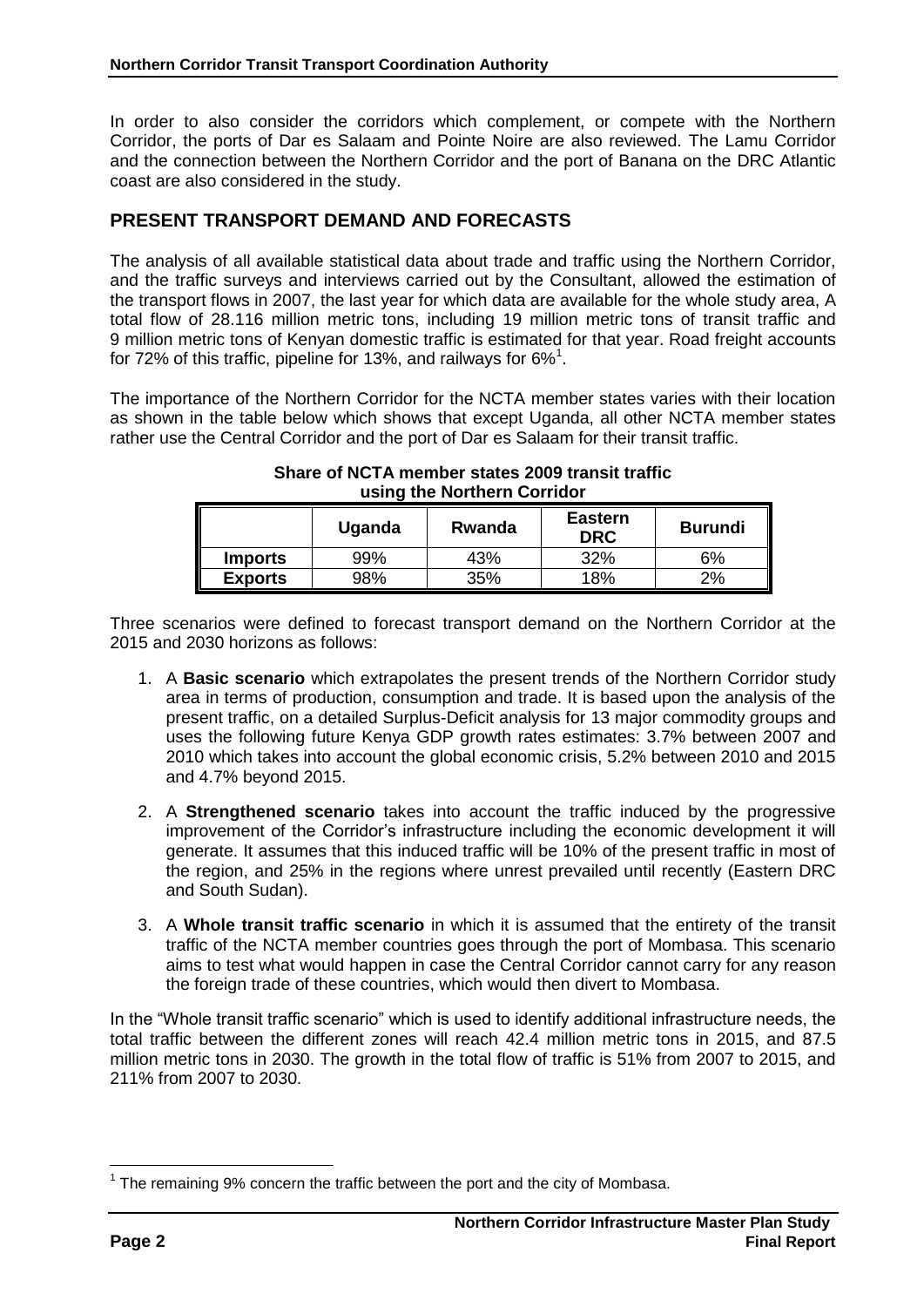In order to also consider the corridors which complement, or compete with the Northern Corridor, the ports of Dar es Salaam and Pointe Noire are also reviewed. The Lamu Corridor and the connection between the Northern Corridor and the port of Banana on the DRC Atlantic coast are also considered in the study.

## PRESENT TRANSPORT DEMAND AND FORECASTS

The analysis of all available statistical data about trade and traffic using the Northern Corridor, and the traffic surveys and interviews carried out by the Consultant, allowed the estimation of the transport flows in 2007, the last year for which data are available for the whole study area, A total flow of 28.116 million metric tons, including 19 million metric tons of transit traffic and 9 million metric tons of Kenyan domestic traffic is estimated for that year. Road freight accounts for 72% of this traffic, pipeline for 13%, and railways for 6%[1].

The importance of the Northern Corridor for the NCTA member states varies with their location as shown in the table below which shows that except Uganda, all other NCTA member states rather use the Central Corridor and the port of Dar es Salaam for their transit traffic.

**Share of NCTA member states 2009 transit traffic using the Northern Corridor**

| | Uganda | Rwanda | Eastern DRC | Burundi |
|---|---|---|---|---|
| **Imports** | 99% | 43% | 32% | 6% |
| **Exports** | 98% | 35% | 18% | 2% |

Three scenarios were defined to forecast transport demand on the Northern Corridor at the 2015 and 2030 horizons as follows:

1. A **Basic scenario** which extrapolates the present trends of the Northern Corridor study area in terms of production, consumption and trade. It is based upon the analysis of the present traffic, on a detailed Surplus-Deficit analysis for 13 major commodity groups and uses the following future Kenya GDP growth rates estimates: 3.7% between 2007 and 2010 which takes into account the global economic crisis, 5.2% between 2010 and 2015 and 4.7% beyond 2015.
2. A **Strengthened scenario** takes into account the traffic induced by the progressive improvement of the Corridor's infrastructure including the economic development it will generate. It assumes that this induced traffic will be 10% of the present traffic in most of the region, and 25% in the regions where unrest prevailed until recently (Eastern DRC and South Sudan).
3. A **Whole transit traffic scenario** in which it is assumed that the entirety of the transit traffic of the NCTA member countries goes through the port of Mombasa. This scenario aims to test what would happen in case the Central Corridor cannot carry for any reason the foreign trade of these countries, which would then divert to Mombasa.

In the "Whole transit traffic scenario" which is used to identify additional infrastructure needs, the total traffic between the different zones will reach 42.4 million metric tons in 2015, and 87.5 million metric tons in 2030. The growth in the total flow of traffic is 51% from 2007 to 2015, and 211% from 2007 to 2030.

[1] The remaining 9% concern the traffic between the port and the city of Mombasa.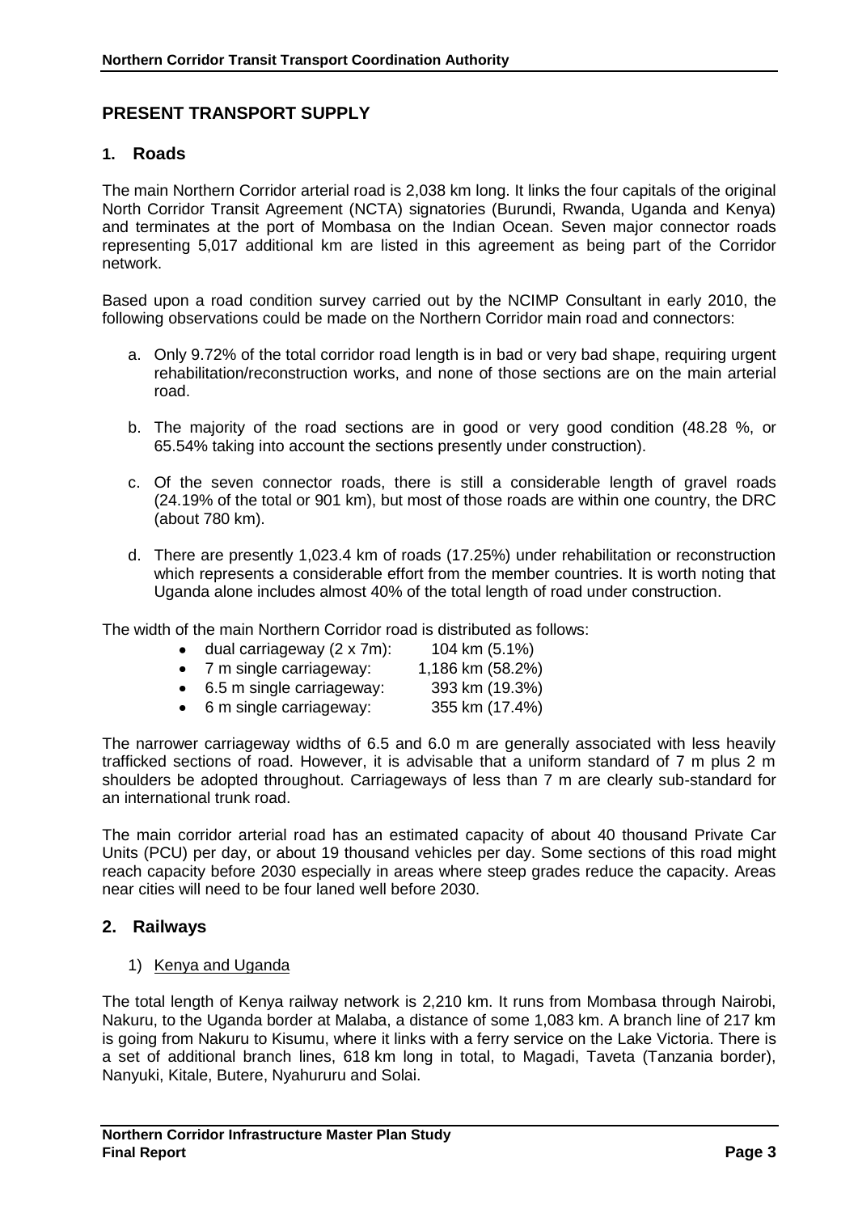## PRESENT TRANSPORT SUPPLY

### 1. Roads

The main Northern Corridor arterial road is 2,038 km long. It links the four capitals of the original North Corridor Transit Agreement (NCTA) signatories (Burundi, Rwanda, Uganda and Kenya) and terminates at the port of Mombasa on the Indian Ocean. Seven major connector roads representing 5,017 additional km are listed in this agreement as being part of the Corridor network.

Based upon a road condition survey carried out by the NCIMP Consultant in early 2010, the following observations could be made on the Northern Corridor main road and connectors:

a. Only 9.72% of the total corridor road length is in bad or very bad shape, requiring urgent rehabilitation/reconstruction works, and none of those sections are on the main arterial road.

b. The majority of the road sections are in good or very good condition (48.28 %, or 65.54% taking into account the sections presently under construction).

c. Of the seven connector roads, there is still a considerable length of gravel roads (24.19% of the total or 901 km), but most of those roads are within one country, the DRC (about 780 km).

d. There are presently 1,023.4 km of roads (17.25%) under rehabilitation or reconstruction which represents a considerable effort from the member countries. It is worth noting that Uganda alone includes almost 40% of the total length of road under construction.

The width of the main Northern Corridor road is distributed as follows:

- dual carriageway (2 x 7m): 104 km (5.1%)
- 7 m single carriageway: 1,186 km (58.2%)
- 6.5 m single carriageway: 393 km (19.3%)
- 6 m single carriageway: 355 km (17.4%)

The narrower carriageway widths of 6.5 and 6.0 m are generally associated with less heavily trafficked sections of road. However, it is advisable that a uniform standard of 7 m plus 2 m shoulders be adopted throughout. Carriageways of less than 7 m are clearly sub-standard for an international trunk road.

The main corridor arterial road has an estimated capacity of about 40 thousand Private Car Units (PCU) per day, or about 19 thousand vehicles per day. Some sections of this road might reach capacity before 2030 especially in areas where steep grades reduce the capacity. Areas near cities will need to be four laned well before 2030.

### 2. Railways

1) Kenya and Uganda

The total length of Kenya railway network is 2,210 km. It runs from Mombasa through Nairobi, Nakuru, to the Uganda border at Malaba, a distance of some 1,083 km. A branch line of 217 km is going from Nakuru to Kisumu, where it links with a ferry service on the Lake Victoria. There is a set of additional branch lines, 618 km long in total, to Magadi, Taveta (Tanzania border), Nanyuki, Kitale, Butere, Nyahururu and Solai.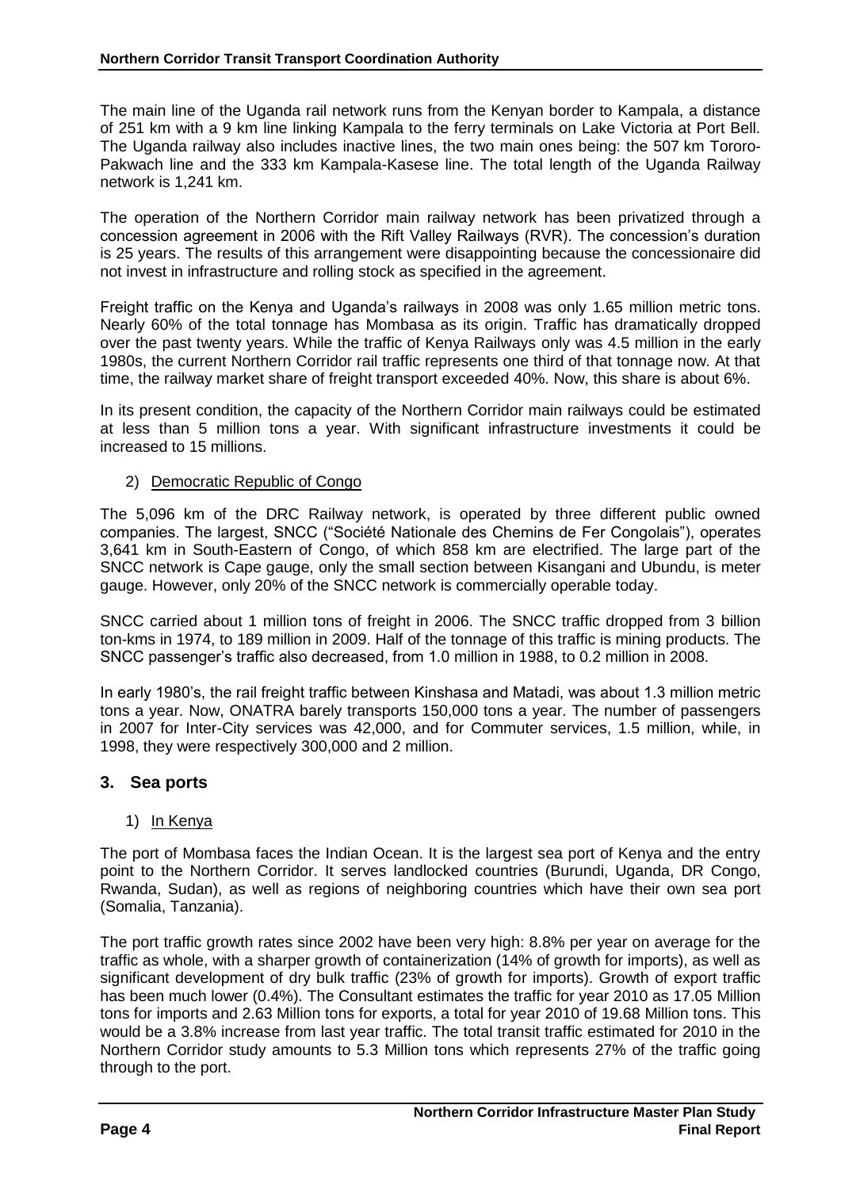The main line of the Uganda rail network runs from the Kenyan border to Kampala, a distance of 251 km with a 9 km line linking Kampala to the ferry terminals on Lake Victoria at Port Bell. The Uganda railway also includes inactive lines, the two main ones being: the 507 km Tororo-Pakwach line and the 333 km Kampala-Kasese line. The total length of the Uganda Railway network is 1,241 km.

The operation of the Northern Corridor main railway network has been privatized through a concession agreement in 2006 with the Rift Valley Railways (RVR). The concession's duration is 25 years. The results of this arrangement were disappointing because the concessionaire did not invest in infrastructure and rolling stock as specified in the agreement.

Freight traffic on the Kenya and Uganda's railways in 2008 was only 1.65 million metric tons. Nearly 60% of the total tonnage has Mombasa as its origin. Traffic has dramatically dropped over the past twenty years. While the traffic of Kenya Railways only was 4.5 million in the early 1980s, the current Northern Corridor rail traffic represents one third of that tonnage now. At that time, the railway market share of freight transport exceeded 40%. Now, this share is about 6%.

In its present condition, the capacity of the Northern Corridor main railways could be estimated at less than 5 million tons a year. With significant infrastructure investments it could be increased to 15 millions.

2) Democratic Republic of Congo

The 5,096 km of the DRC Railway network, is operated by three different public owned companies. The largest, SNCC ("Société Nationale des Chemins de Fer Congolais"), operates 3,641 km in South-Eastern of Congo, of which 858 km are electrified. The large part of the SNCC network is Cape gauge, only the small section between Kisangani and Ubundu, is meter gauge. However, only 20% of the SNCC network is commercially operable today.

SNCC carried about 1 million tons of freight in 2006. The SNCC traffic dropped from 3 billion ton-kms in 1974, to 189 million in 2009. Half of the tonnage of this traffic is mining products. The SNCC passenger's traffic also decreased, from 1.0 million in 1988, to 0.2 million in 2008.

In early 1980's, the rail freight traffic between Kinshasa and Matadi, was about 1.3 million metric tons a year. Now, ONATRA barely transports 150,000 tons a year. The number of passengers in 2007 for Inter-City services was 42,000, and for Commuter services, 1.5 million, while, in 1998, they were respectively 300,000 and 2 million.

## 3. Sea ports

1) In Kenya

The port of Mombasa faces the Indian Ocean. It is the largest sea port of Kenya and the entry point to the Northern Corridor. It serves landlocked countries (Burundi, Uganda, DR Congo, Rwanda, Sudan), as well as regions of neighboring countries which have their own sea port (Somalia, Tanzania).

The port traffic growth rates since 2002 have been very high: 8.8% per year on average for the traffic as whole, with a sharper growth of containerization (14% of growth for imports), as well as significant development of dry bulk traffic (23% of growth for imports). Growth of export traffic has been much lower (0.4%). The Consultant estimates the traffic for year 2010 as 17.05 Million tons for imports and 2.63 Million tons for exports, a total for year 2010 of 19.68 Million tons. This would be a 3.8% increase from last year traffic. The total transit traffic estimated for 2010 in the Northern Corridor study amounts to 5.3 Million tons which represents 27% of the traffic going through to the port.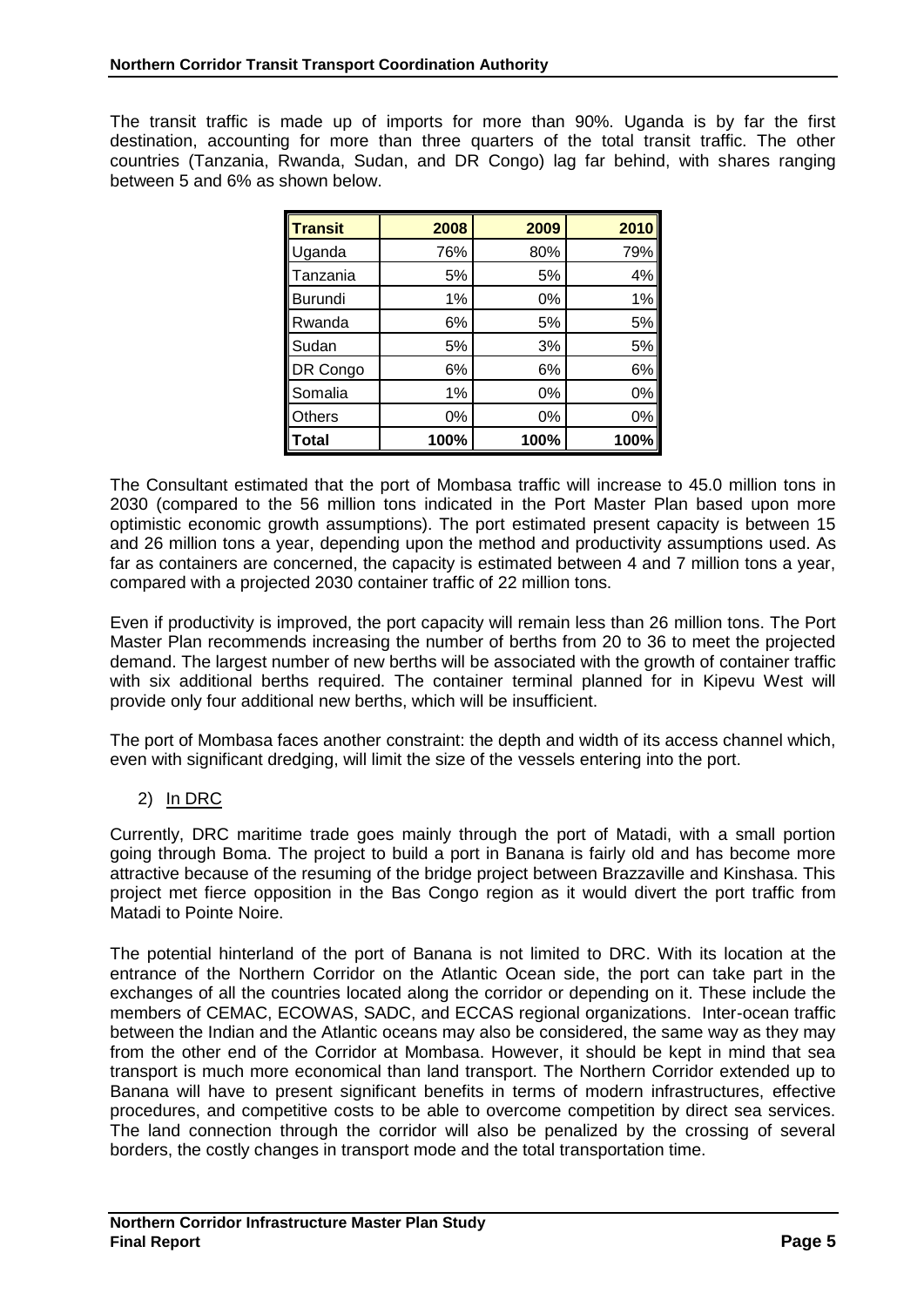The transit traffic is made up of imports for more than 90%. Uganda is by far the first destination, accounting for more than three quarters of the total transit traffic. The other countries (Tanzania, Rwanda, Sudan, and DR Congo) lag far behind, with shares ranging between 5 and 6% as shown below.

| Transit | 2008 | 2009 | 2010 |
|---|---|---|---|
| Uganda | 76% | 80% | 79% |
| Tanzania | 5% | 5% | 4% |
| Burundi | 1% | 0% | 1% |
| Rwanda | 6% | 5% | 5% |
| Sudan | 5% | 3% | 5% |
| DR Congo | 6% | 6% | 6% |
| Somalia | 1% | 0% | 0% |
| Others | 0% | 0% | 0% |
| **Total** | **100%** | **100%** | **100%** |

The Consultant estimated that the port of Mombasa traffic will increase to 45.0 million tons in 2030 (compared to the 56 million tons indicated in the Port Master Plan based upon more optimistic economic growth assumptions). The port estimated present capacity is between 15 and 26 million tons a year, depending upon the method and productivity assumptions used. As far as containers are concerned, the capacity is estimated between 4 and 7 million tons a year, compared with a projected 2030 container traffic of 22 million tons.

Even if productivity is improved, the port capacity will remain less than 26 million tons. The Port Master Plan recommends increasing the number of berths from 20 to 36 to meet the projected demand. The largest number of new berths will be associated with the growth of container traffic with six additional berths required. The container terminal planned for in Kipevu West will provide only four additional new berths, which will be insufficient.

The port of Mombasa faces another constraint: the depth and width of its access channel which, even with significant dredging, will limit the size of the vessels entering into the port.

2) In DRC

Currently, DRC maritime trade goes mainly through the port of Matadi, with a small portion going through Boma. The project to build a port in Banana is fairly old and has become more attractive because of the resuming of the bridge project between Brazzaville and Kinshasa. This project met fierce opposition in the Bas Congo region as it would divert the port traffic from Matadi to Pointe Noire.

The potential hinterland of the port of Banana is not limited to DRC. With its location at the entrance of the Northern Corridor on the Atlantic Ocean side, the port can take part in the exchanges of all the countries located along the corridor or depending on it. These include the members of CEMAC, ECOWAS, SADC, and ECCAS regional organizations. Inter-ocean traffic between the Indian and the Atlantic oceans may also be considered, the same way as they may from the other end of the Corridor at Mombasa. However, it should be kept in mind that sea transport is much more economical than land transport. The Northern Corridor extended up to Banana will have to present significant benefits in terms of modern infrastructures, effective procedures, and competitive costs to be able to overcome competition by direct sea services. The land connection through the corridor will also be penalized by the crossing of several borders, the costly changes in transport mode and the total transportation time.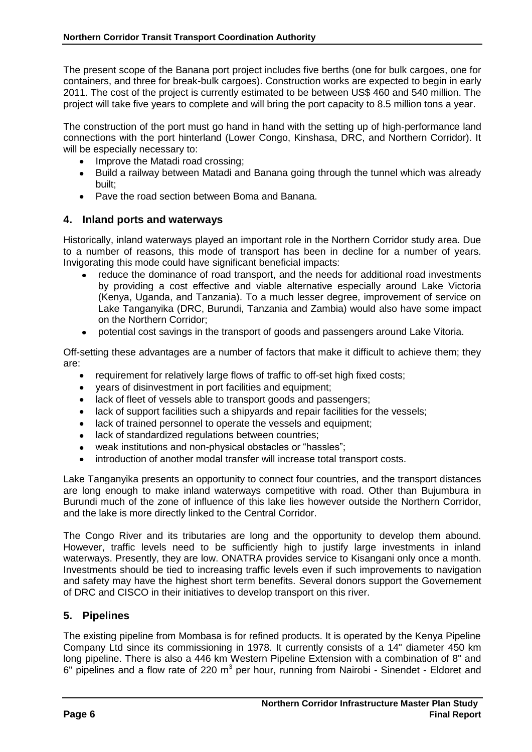The present scope of the Banana port project includes five berths (one for bulk cargoes, one for containers, and three for break-bulk cargoes). Construction works are expected to begin in early 2011. The cost of the project is currently estimated to be between US$ 460 and 540 million. The project will take five years to complete and will bring the port capacity to 8.5 million tons a year.

The construction of the port must go hand in hand with the setting up of high-performance land connections with the port hinterland (Lower Congo, Kinshasa, DRC, and Northern Corridor). It will be especially necessary to:

- Improve the Matadi road crossing;
- Build a railway between Matadi and Banana going through the tunnel which was already built;
- Pave the road section between Boma and Banana.

## 4. Inland ports and waterways

Historically, inland waterways played an important role in the Northern Corridor study area. Due to a number of reasons, this mode of transport has been in decline for a number of years. Invigorating this mode could have significant beneficial impacts:

- reduce the dominance of road transport, and the needs for additional road investments by providing a cost effective and viable alternative especially around Lake Victoria (Kenya, Uganda, and Tanzania). To a much lesser degree, improvement of service on Lake Tanganyika (DRC, Burundi, Tanzania and Zambia) would also have some impact on the Northern Corridor;
- potential cost savings in the transport of goods and passengers around Lake Vitoria.

Off-setting these advantages are a number of factors that make it difficult to achieve them; they are:

- requirement for relatively large flows of traffic to off-set high fixed costs;
- years of disinvestment in port facilities and equipment;
- lack of fleet of vessels able to transport goods and passengers;
- lack of support facilities such a shipyards and repair facilities for the vessels;
- lack of trained personnel to operate the vessels and equipment;
- lack of standardized regulations between countries;
- weak institutions and non-physical obstacles or "hassles";
- introduction of another modal transfer will increase total transport costs.

Lake Tanganyika presents an opportunity to connect four countries, and the transport distances are long enough to make inland waterways competitive with road. Other than Bujumbura in Burundi much of the zone of influence of this lake lies however outside the Northern Corridor, and the lake is more directly linked to the Central Corridor.

The Congo River and its tributaries are long and the opportunity to develop them abound. However, traffic levels need to be sufficiently high to justify large investments in inland waterways. Presently, they are low. ONATRA provides service to Kisangani only once a month. Investments should be tied to increasing traffic levels even if such improvements to navigation and safety may have the highest short term benefits. Several donors support the Governement of DRC and CISCO in their initiatives to develop transport on this river.

## 5. Pipelines

The existing pipeline from Mombasa is for refined products. It is operated by the Kenya Pipeline Company Ltd since its commissioning in 1978. It currently consists of a 14" diameter 450 km long pipeline. There is also a 446 km Western Pipeline Extension with a combination of 8" and 6" pipelines and a flow rate of 220 $m^3$ per hour, running from Nairobi - Sinendet - Eldoret and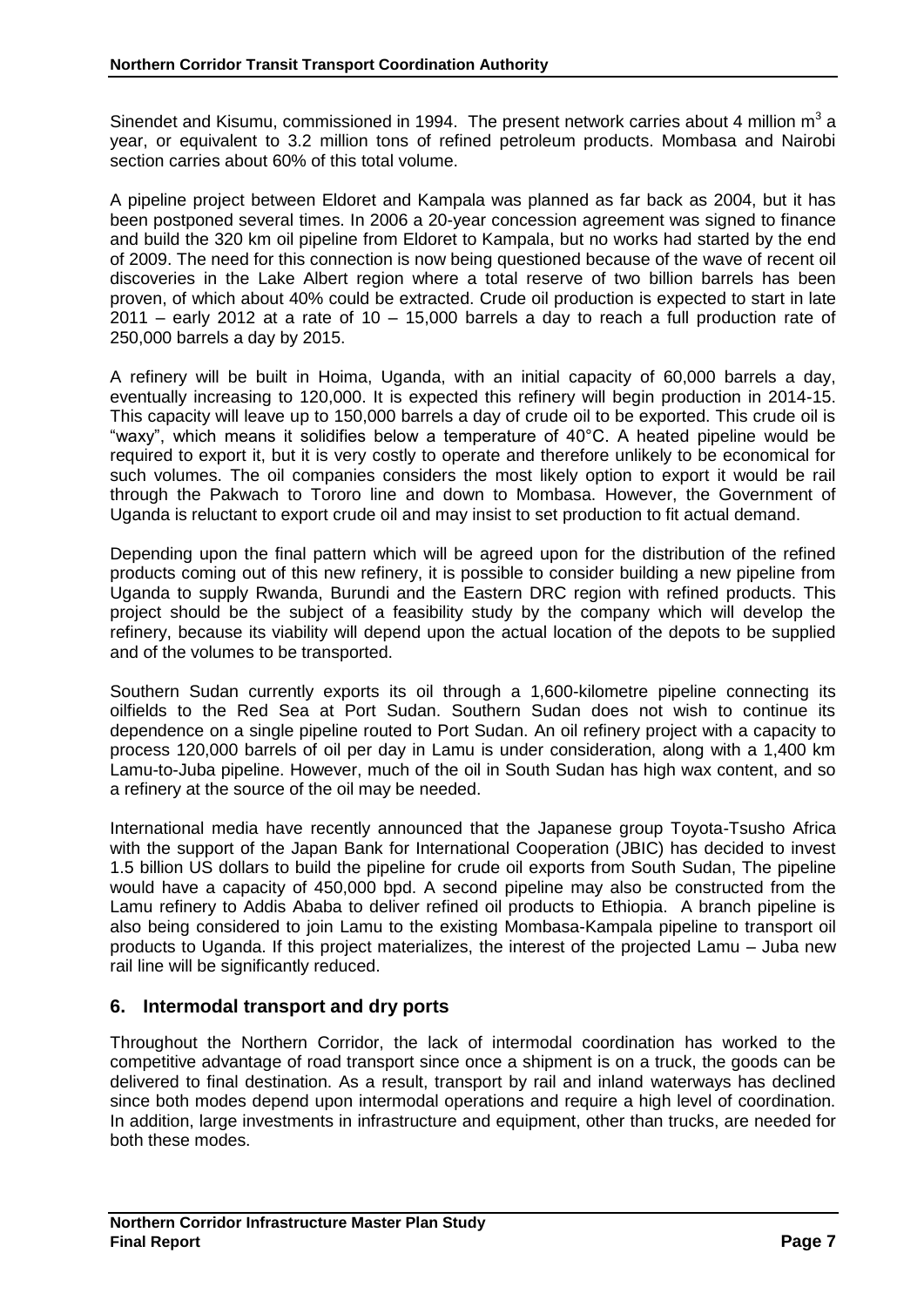Sinendet and Kisumu, commissioned in 1994. The present network carries about 4 million $m^3$ a year, or equivalent to 3.2 million tons of refined petroleum products. Mombasa and Nairobi section carries about 60% of this total volume.

A pipeline project between Eldoret and Kampala was planned as far back as 2004, but it has been postponed several times. In 2006 a 20-year concession agreement was signed to finance and build the 320 km oil pipeline from Eldoret to Kampala, but no works had started by the end of 2009. The need for this connection is now being questioned because of the wave of recent oil discoveries in the Lake Albert region where a total reserve of two billion barrels has been proven, of which about 40% could be extracted. Crude oil production is expected to start in late 2011 – early 2012 at a rate of 10 – 15,000 barrels a day to reach a full production rate of 250,000 barrels a day by 2015.

A refinery will be built in Hoima, Uganda, with an initial capacity of 60,000 barrels a day, eventually increasing to 120,000. It is expected this refinery will begin production in 2014-15. This capacity will leave up to 150,000 barrels a day of crude oil to be exported. This crude oil is "waxy", which means it solidifies below a temperature of 40°C. A heated pipeline would be required to export it, but it is very costly to operate and therefore unlikely to be economical for such volumes. The oil companies considers the most likely option to export it would be rail through the Pakwach to Tororo line and down to Mombasa. However, the Government of Uganda is reluctant to export crude oil and may insist to set production to fit actual demand.

Depending upon the final pattern which will be agreed upon for the distribution of the refined products coming out of this new refinery, it is possible to consider building a new pipeline from Uganda to supply Rwanda, Burundi and the Eastern DRC region with refined products. This project should be the subject of a feasibility study by the company which will develop the refinery, because its viability will depend upon the actual location of the depots to be supplied and of the volumes to be transported.

Southern Sudan currently exports its oil through a 1,600-kilometre pipeline connecting its oilfields to the Red Sea at Port Sudan. Southern Sudan does not wish to continue its dependence on a single pipeline routed to Port Sudan. An oil refinery project with a capacity to process 120,000 barrels of oil per day in Lamu is under consideration, along with a 1,400 km Lamu-to-Juba pipeline. However, much of the oil in South Sudan has high wax content, and so a refinery at the source of the oil may be needed.

International media have recently announced that the Japanese group Toyota-Tsusho Africa with the support of the Japan Bank for International Cooperation (JBIC) has decided to invest 1.5 billion US dollars to build the pipeline for crude oil exports from South Sudan, The pipeline would have a capacity of 450,000 bpd. A second pipeline may also be constructed from the Lamu refinery to Addis Ababa to deliver refined oil products to Ethiopia. A branch pipeline is also being considered to join Lamu to the existing Mombasa-Kampala pipeline to transport oil products to Uganda. If this project materializes, the interest of the projected Lamu – Juba new rail line will be significantly reduced.

## 6. Intermodal transport and dry ports

Throughout the Northern Corridor, the lack of intermodal coordination has worked to the competitive advantage of road transport since once a shipment is on a truck, the goods can be delivered to final destination. As a result, transport by rail and inland waterways has declined since both modes depend upon intermodal operations and require a high level of coordination. In addition, large investments in infrastructure and equipment, other than trucks, are needed for both these modes.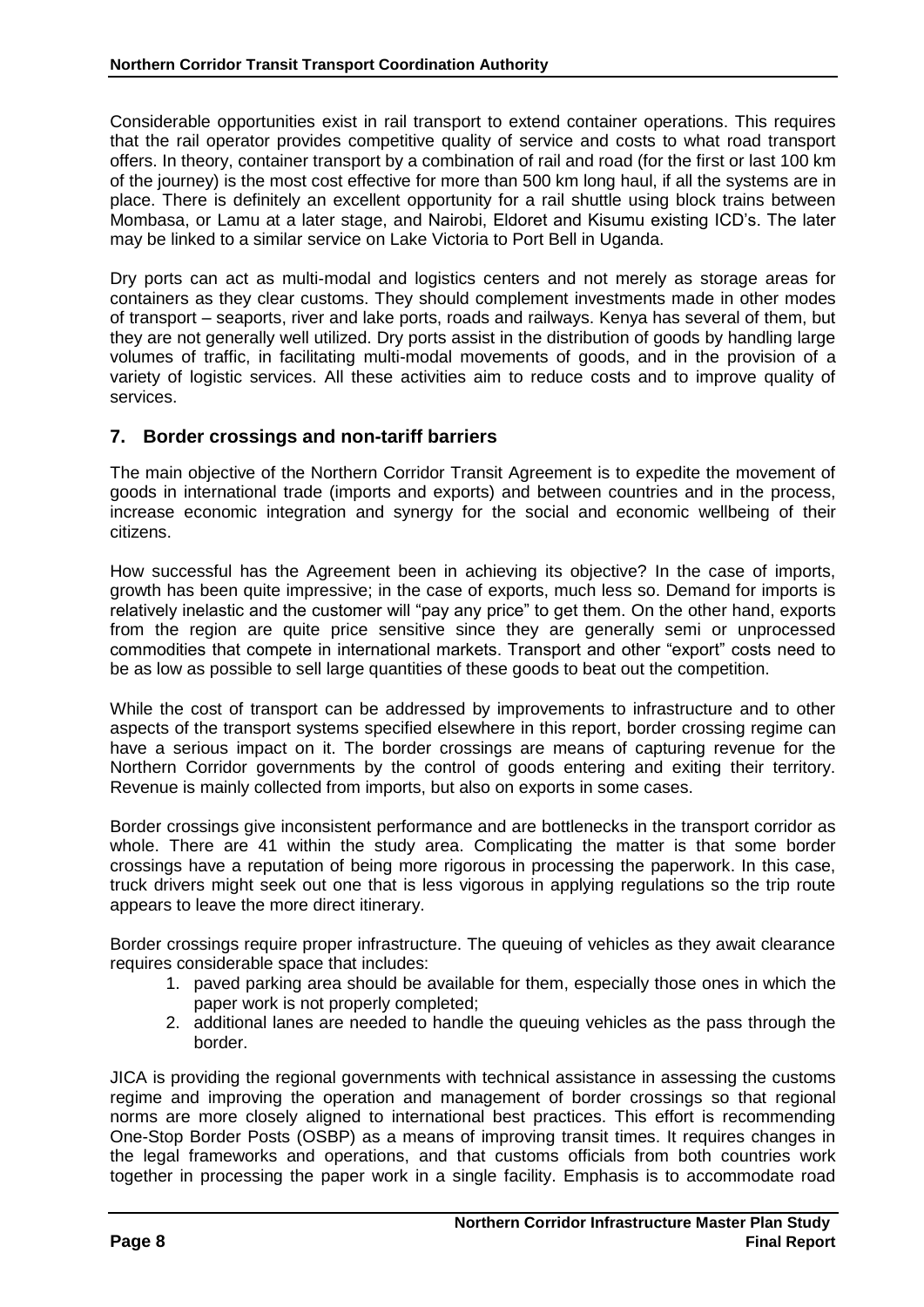Considerable opportunities exist in rail transport to extend container operations. This requires that the rail operator provides competitive quality of service and costs to what road transport offers. In theory, container transport by a combination of rail and road (for the first or last 100 km of the journey) is the most cost effective for more than 500 km long haul, if all the systems are in place. There is definitely an excellent opportunity for a rail shuttle using block trains between Mombasa, or Lamu at a later stage, and Nairobi, Eldoret and Kisumu existing ICD's. The later may be linked to a similar service on Lake Victoria to Port Bell in Uganda.

Dry ports can act as multi-modal and logistics centers and not merely as storage areas for containers as they clear customs. They should complement investments made in other modes of transport – seaports, river and lake ports, roads and railways. Kenya has several of them, but they are not generally well utilized. Dry ports assist in the distribution of goods by handling large volumes of traffic, in facilitating multi-modal movements of goods, and in the provision of a variety of logistic services. All these activities aim to reduce costs and to improve quality of services.

## 7. Border crossings and non-tariff barriers

The main objective of the Northern Corridor Transit Agreement is to expedite the movement of goods in international trade (imports and exports) and between countries and in the process, increase economic integration and synergy for the social and economic wellbeing of their citizens.

How successful has the Agreement been in achieving its objective? In the case of imports, growth has been quite impressive; in the case of exports, much less so. Demand for imports is relatively inelastic and the customer will "pay any price" to get them. On the other hand, exports from the region are quite price sensitive since they are generally semi or unprocessed commodities that compete in international markets. Transport and other "export" costs need to be as low as possible to sell large quantities of these goods to beat out the competition.

While the cost of transport can be addressed by improvements to infrastructure and to other aspects of the transport systems specified elsewhere in this report, border crossing regime can have a serious impact on it. The border crossings are means of capturing revenue for the Northern Corridor governments by the control of goods entering and exiting their territory. Revenue is mainly collected from imports, but also on exports in some cases.

Border crossings give inconsistent performance and are bottlenecks in the transport corridor as whole. There are 41 within the study area. Complicating the matter is that some border crossings have a reputation of being more rigorous in processing the paperwork. In this case, truck drivers might seek out one that is less vigorous in applying regulations so the trip route appears to leave the more direct itinerary.

Border crossings require proper infrastructure. The queuing of vehicles as they await clearance requires considerable space that includes:

1. paved parking area should be available for them, especially those ones in which the paper work is not properly completed;
2. additional lanes are needed to handle the queuing vehicles as the pass through the border.

JICA is providing the regional governments with technical assistance in assessing the customs regime and improving the operation and management of border crossings so that regional norms are more closely aligned to international best practices. This effort is recommending One-Stop Border Posts (OSBP) as a means of improving transit times. It requires changes in the legal frameworks and operations, and that customs officials from both countries work together in processing the paper work in a single facility. Emphasis is to accommodate road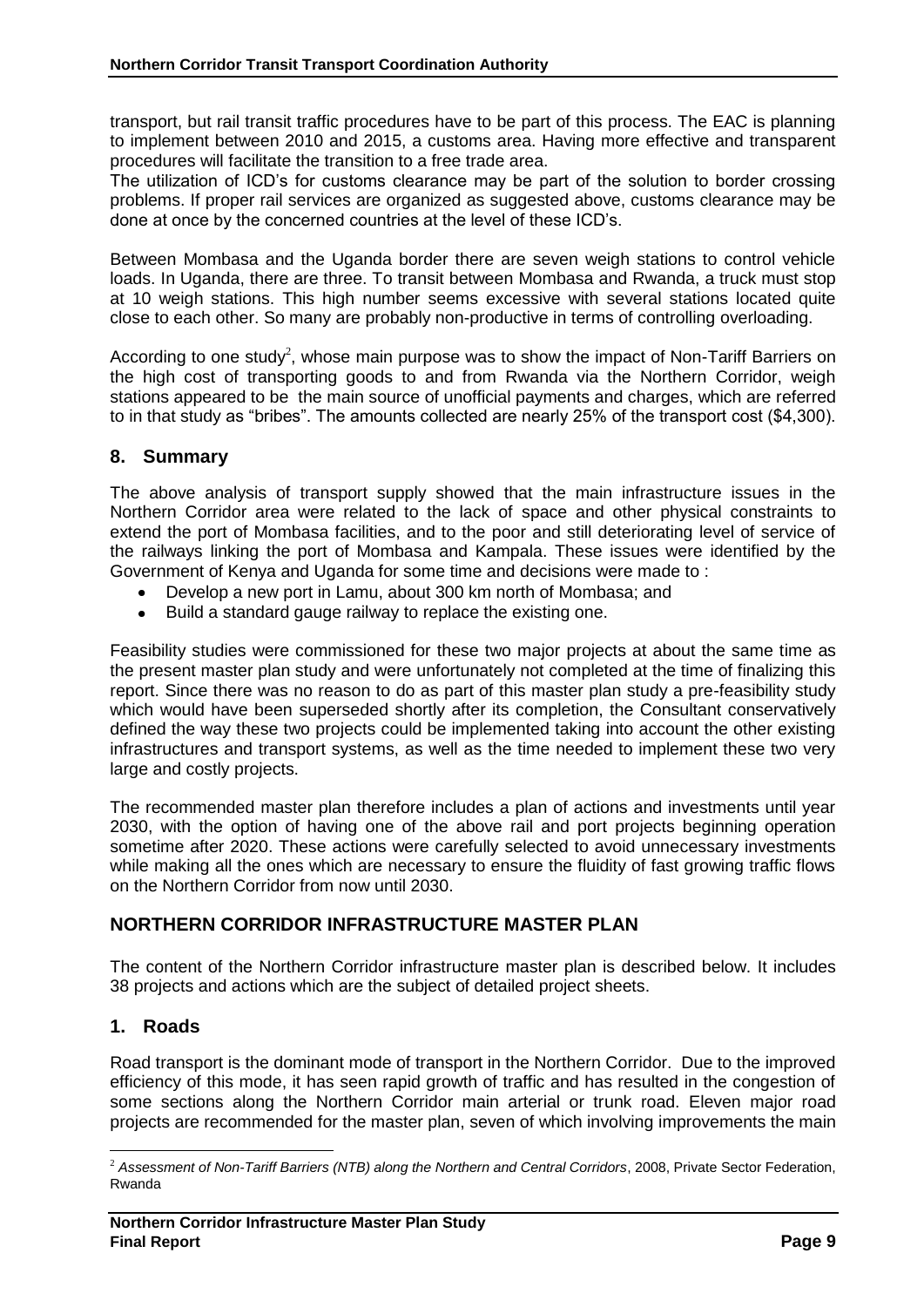transport, but rail transit traffic procedures have to be part of this process. The EAC is planning to implement between 2010 and 2015, a customs area. Having more effective and transparent procedures will facilitate the transition to a free trade area.

The utilization of ICD's for customs clearance may be part of the solution to border crossing problems. If proper rail services are organized as suggested above, customs clearance may be done at once by the concerned countries at the level of these ICD's.

Between Mombasa and the Uganda border there are seven weigh stations to control vehicle loads. In Uganda, there are three. To transit between Mombasa and Rwanda, a truck must stop at 10 weigh stations. This high number seems excessive with several stations located quite close to each other. So many are probably non-productive in terms of controlling overloading.

According to one study[2], whose main purpose was to show the impact of Non-Tariff Barriers on the high cost of transporting goods to and from Rwanda via the Northern Corridor, weigh stations appeared to be the main source of unofficial payments and charges, which are referred to in that study as "bribes". The amounts collected are nearly 25% of the transport cost ($4,300).

## 8. Summary

The above analysis of transport supply showed that the main infrastructure issues in the Northern Corridor area were related to the lack of space and other physical constraints to extend the port of Mombasa facilities, and to the poor and still deteriorating level of service of the railways linking the port of Mombasa and Kampala. These issues were identified by the Government of Kenya and Uganda for some time and decisions were made to :

- Develop a new port in Lamu, about 300 km north of Mombasa; and
- Build a standard gauge railway to replace the existing one.

Feasibility studies were commissioned for these two major projects at about the same time as the present master plan study and were unfortunately not completed at the time of finalizing this report. Since there was no reason to do as part of this master plan study a pre-feasibility study which would have been superseded shortly after its completion, the Consultant conservatively defined the way these two projects could be implemented taking into account the other existing infrastructures and transport systems, as well as the time needed to implement these two very large and costly projects.

The recommended master plan therefore includes a plan of actions and investments until year 2030, with the option of having one of the above rail and port projects beginning operation sometime after 2020. These actions were carefully selected to avoid unnecessary investments while making all the ones which are necessary to ensure the fluidity of fast growing traffic flows on the Northern Corridor from now until 2030.

## NORTHERN CORRIDOR INFRASTRUCTURE MASTER PLAN

The content of the Northern Corridor infrastructure master plan is described below. It includes 38 projects and actions which are the subject of detailed project sheets.

## 1. Roads

Road transport is the dominant mode of transport in the Northern Corridor. Due to the improved efficiency of this mode, it has seen rapid growth of traffic and has resulted in the congestion of some sections along the Northern Corridor main arterial or trunk road. Eleven major road projects are recommended for the master plan, seven of which involving improvements the main

[2] *Assessment of Non-Tariff Barriers (NTB) along the Northern and Central Corridors*, 2008, Private Sector Federation, Rwanda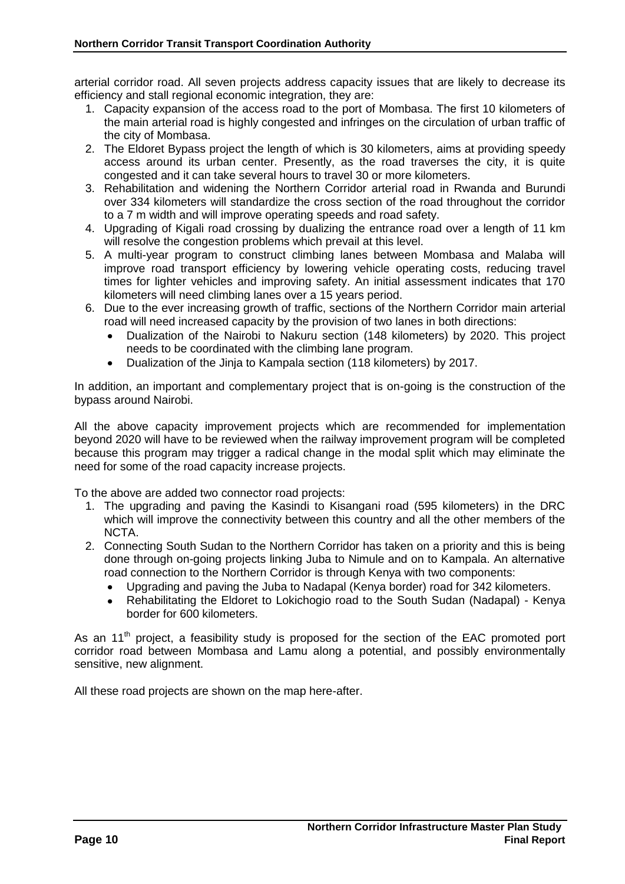arterial corridor road. All seven projects address capacity issues that are likely to decrease its efficiency and stall regional economic integration, they are:

1. Capacity expansion of the access road to the port of Mombasa. The first 10 kilometers of the main arterial road is highly congested and infringes on the circulation of urban traffic of the city of Mombasa.
2. The Eldoret Bypass project the length of which is 30 kilometers, aims at providing speedy access around its urban center. Presently, as the road traverses the city, it is quite congested and it can take several hours to travel 30 or more kilometers.
3. Rehabilitation and widening the Northern Corridor arterial road in Rwanda and Burundi over 334 kilometers will standardize the cross section of the road throughout the corridor to a 7 m width and will improve operating speeds and road safety.
4. Upgrading of Kigali road crossing by dualizing the entrance road over a length of 11 km will resolve the congestion problems which prevail at this level.
5. A multi-year program to construct climbing lanes between Mombasa and Malaba will improve road transport efficiency by lowering vehicle operating costs, reducing travel times for lighter vehicles and improving safety. An initial assessment indicates that 170 kilometers will need climbing lanes over a 15 years period.
6. Due to the ever increasing growth of traffic, sections of the Northern Corridor main arterial road will need increased capacity by the provision of two lanes in both directions:
   - Dualization of the Nairobi to Nakuru section (148 kilometers) by 2020. This project needs to be coordinated with the climbing lane program.
   - Dualization of the Jinja to Kampala section (118 kilometers) by 2017.

In addition, an important and complementary project that is on-going is the construction of the bypass around Nairobi.

All the above capacity improvement projects which are recommended for implementation beyond 2020 will have to be reviewed when the railway improvement program will be completed because this program may trigger a radical change in the modal split which may eliminate the need for some of the road capacity increase projects.

To the above are added two connector road projects:

1. The upgrading and paving the Kasindi to Kisangani road (595 kilometers) in the DRC which will improve the connectivity between this country and all the other members of the NCTA.
2. Connecting South Sudan to the Northern Corridor has taken on a priority and this is being done through on-going projects linking Juba to Nimule and on to Kampala. An alternative road connection to the Northern Corridor is through Kenya with two components:
   - Upgrading and paving the Juba to Nadapal (Kenya border) road for 342 kilometers.
   - Rehabilitating the Eldoret to Lokichogio road to the South Sudan (Nadapal) - Kenya border for 600 kilometers.

As an 11th project, a feasibility study is proposed for the section of the EAC promoted port corridor road between Mombasa and Lamu along a potential, and possibly environmentally sensitive, new alignment.

All these road projects are shown on the map here-after.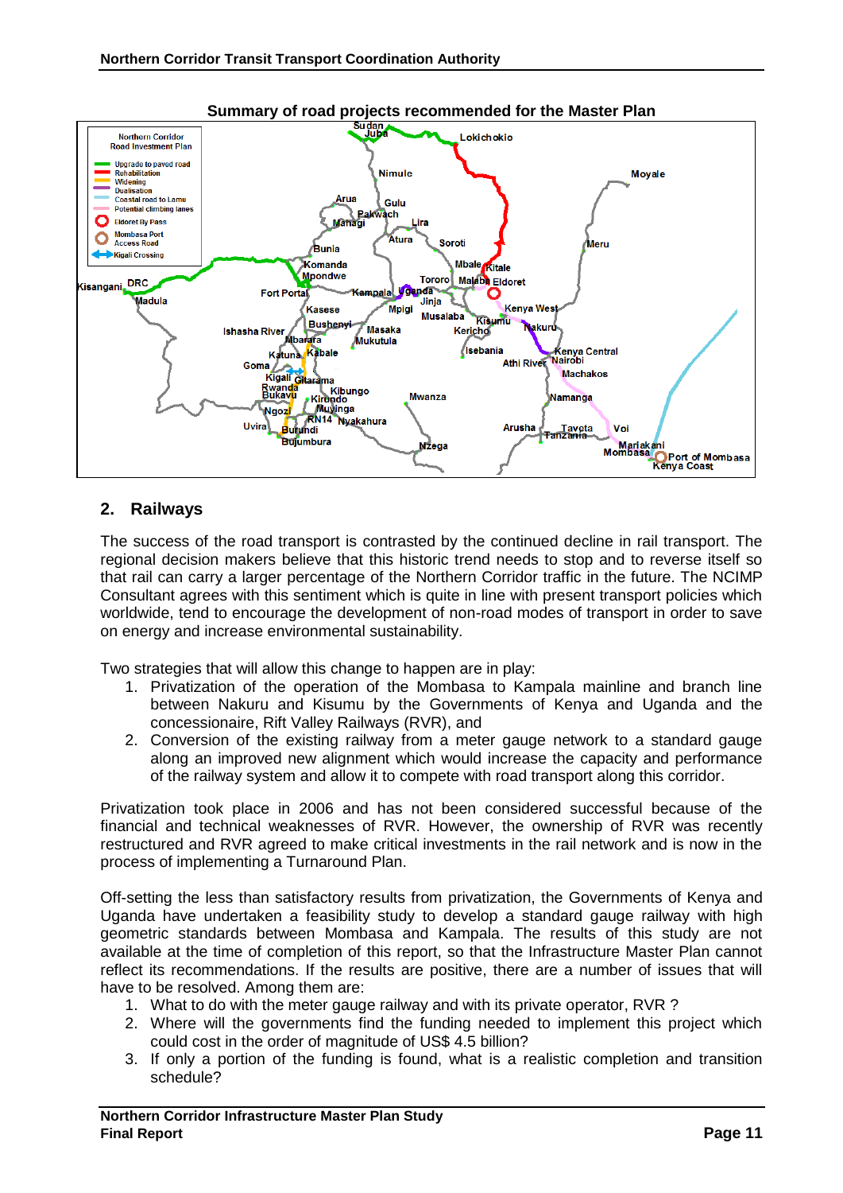**Summary of road projects recommended for the Master Plan**

## 2. Railways

The success of the road transport is contrasted by the continued decline in rail transport. The regional decision makers believe that this historic trend needs to stop and to reverse itself so that rail can carry a larger percentage of the Northern Corridor traffic in the future. The NCIMP Consultant agrees with this sentiment which is quite in line with present transport policies which worldwide, tend to encourage the development of non-road modes of transport in order to save on energy and increase environmental sustainability.

Two strategies that will allow this change to happen are in play:

1. Privatization of the operation of the Mombasa to Kampala mainline and branch line between Nakuru and Kisumu by the Governments of Kenya and Uganda and the concessionaire, Rift Valley Railways (RVR), and
2. Conversion of the existing railway from a meter gauge network to a standard gauge along an improved new alignment which would increase the capacity and performance of the railway system and allow it to compete with road transport along this corridor.

Privatization took place in 2006 and has not been considered successful because of the financial and technical weaknesses of RVR. However, the ownership of RVR was recently restructured and RVR agreed to make critical investments in the rail network and is now in the process of implementing a Turnaround Plan.

Off-setting the less than satisfactory results from privatization, the Governments of Kenya and Uganda have undertaken a feasibility study to develop a standard gauge railway with high geometric standards between Mombasa and Kampala. The results of this study are not available at the time of completion of this report, so that the Infrastructure Master Plan cannot reflect its recommendations. If the results are positive, there are a number of issues that will have to be resolved. Among them are:

1. What to do with the meter gauge railway and with its private operator, RVR ?
2. Where will the governments find the funding needed to implement this project which could cost in the order of magnitude of US$ 4.5 billion?
3. If only a portion of the funding is found, what is a realistic completion and transition schedule?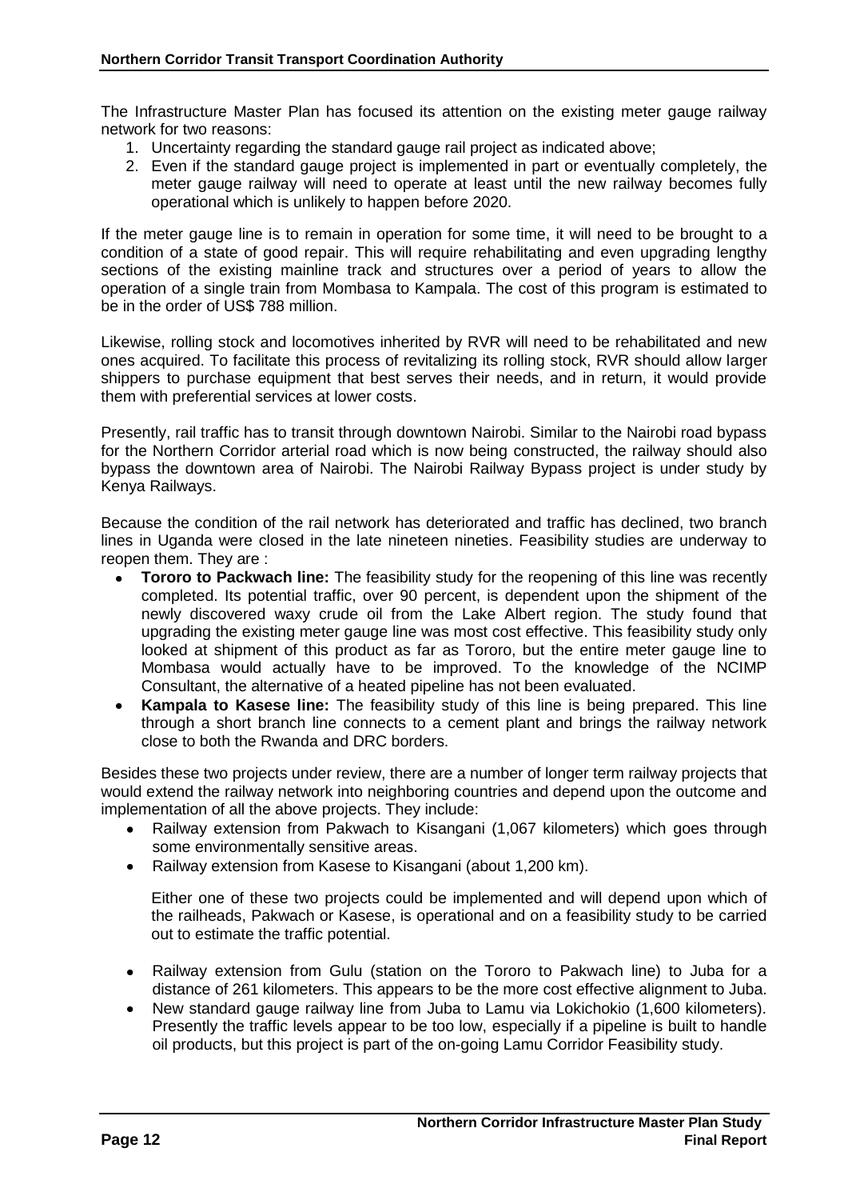The Infrastructure Master Plan has focused its attention on the existing meter gauge railway network for two reasons:

1. Uncertainty regarding the standard gauge rail project as indicated above;
2. Even if the standard gauge project is implemented in part or eventually completely, the meter gauge railway will need to operate at least until the new railway becomes fully operational which is unlikely to happen before 2020.

If the meter gauge line is to remain in operation for some time, it will need to be brought to a condition of a state of good repair. This will require rehabilitating and even upgrading lengthy sections of the existing mainline track and structures over a period of years to allow the operation of a single train from Mombasa to Kampala. The cost of this program is estimated to be in the order of US$ 788 million.

Likewise, rolling stock and locomotives inherited by RVR will need to be rehabilitated and new ones acquired. To facilitate this process of revitalizing its rolling stock, RVR should allow larger shippers to purchase equipment that best serves their needs, and in return, it would provide them with preferential services at lower costs.

Presently, rail traffic has to transit through downtown Nairobi. Similar to the Nairobi road bypass for the Northern Corridor arterial road which is now being constructed, the railway should also bypass the downtown area of Nairobi. The Nairobi Railway Bypass project is under study by Kenya Railways.

Because the condition of the rail network has deteriorated and traffic has declined, two branch lines in Uganda were closed in the late nineteen nineties. Feasibility studies are underway to reopen them. They are :

- **Tororo to Packwach line:** The feasibility study for the reopening of this line was recently completed. Its potential traffic, over 90 percent, is dependent upon the shipment of the newly discovered waxy crude oil from the Lake Albert region. The study found that upgrading the existing meter gauge line was most cost effective. This feasibility study only looked at shipment of this product as far as Tororo, but the entire meter gauge line to Mombasa would actually have to be improved. To the knowledge of the NCIMP Consultant, the alternative of a heated pipeline has not been evaluated.
- **Kampala to Kasese line:** The feasibility study of this line is being prepared. This line through a short branch line connects to a cement plant and brings the railway network close to both the Rwanda and DRC borders.

Besides these two projects under review, there are a number of longer term railway projects that would extend the railway network into neighboring countries and depend upon the outcome and implementation of all the above projects. They include:

- Railway extension from Pakwach to Kisangani (1,067 kilometers) which goes through some environmentally sensitive areas.
- Railway extension from Kasese to Kisangani (about 1,200 km).

  Either one of these two projects could be implemented and will depend upon which of the railheads, Pakwach or Kasese, is operational and on a feasibility study to be carried out to estimate the traffic potential.

- Railway extension from Gulu (station on the Tororo to Pakwach line) to Juba for a distance of 261 kilometers. This appears to be the more cost effective alignment to Juba.
- New standard gauge railway line from Juba to Lamu via Lokichokio (1,600 kilometers). Presently the traffic levels appear to be too low, especially if a pipeline is built to handle oil products, but this project is part of the on-going Lamu Corridor Feasibility study.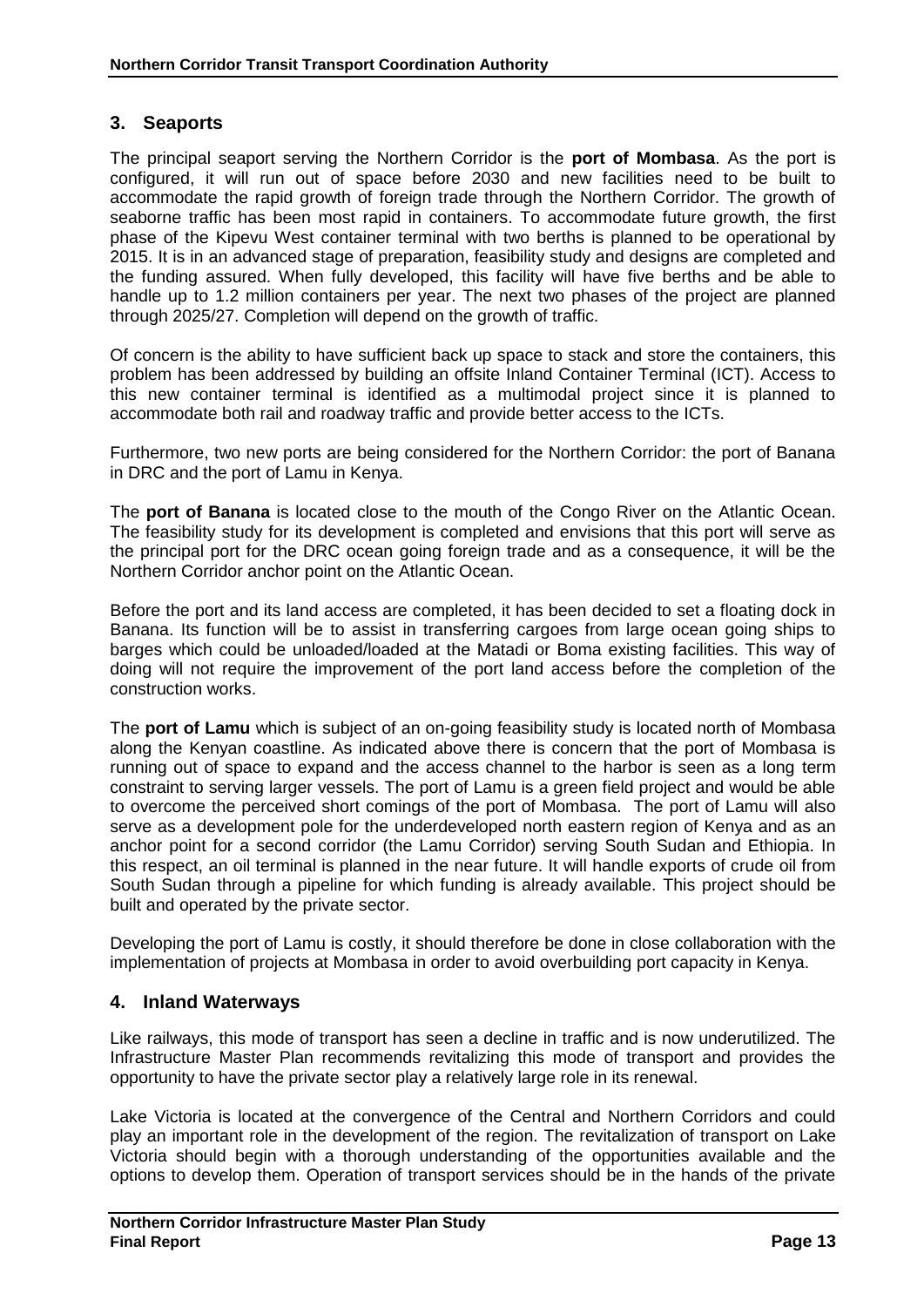## 3. Seaports

The principal seaport serving the Northern Corridor is the **port of Mombasa**. As the port is configured, it will run out of space before 2030 and new facilities need to be built to accommodate the rapid growth of foreign trade through the Northern Corridor. The growth of seaborne traffic has been most rapid in containers. To accommodate future growth, the first phase of the Kipevu West container terminal with two berths is planned to be operational by 2015. It is in an advanced stage of preparation, feasibility study and designs are completed and the funding assured. When fully developed, this facility will have five berths and be able to handle up to 1.2 million containers per year. The next two phases of the project are planned through 2025/27. Completion will depend on the growth of traffic.

Of concern is the ability to have sufficient back up space to stack and store the containers, this problem has been addressed by building an offsite Inland Container Terminal (ICT). Access to this new container terminal is identified as a multimodal project since it is planned to accommodate both rail and roadway traffic and provide better access to the ICTs.

Furthermore, two new ports are being considered for the Northern Corridor: the port of Banana in DRC and the port of Lamu in Kenya.

The **port of Banana** is located close to the mouth of the Congo River on the Atlantic Ocean. The feasibility study for its development is completed and envisions that this port will serve as the principal port for the DRC ocean going foreign trade and as a consequence, it will be the Northern Corridor anchor point on the Atlantic Ocean.

Before the port and its land access are completed, it has been decided to set a floating dock in Banana. Its function will be to assist in transferring cargoes from large ocean going ships to barges which could be unloaded/loaded at the Matadi or Boma existing facilities. This way of doing will not require the improvement of the port land access before the completion of the construction works.

The **port of Lamu** which is subject of an on-going feasibility study is located north of Mombasa along the Kenyan coastline. As indicated above there is concern that the port of Mombasa is running out of space to expand and the access channel to the harbor is seen as a long term constraint to serving larger vessels. The port of Lamu is a green field project and would be able to overcome the perceived short comings of the port of Mombasa. The port of Lamu will also serve as a development pole for the underdeveloped north eastern region of Kenya and as an anchor point for a second corridor (the Lamu Corridor) serving South Sudan and Ethiopia. In this respect, an oil terminal is planned in the near future. It will handle exports of crude oil from South Sudan through a pipeline for which funding is already available. This project should be built and operated by the private sector.

Developing the port of Lamu is costly, it should therefore be done in close collaboration with the implementation of projects at Mombasa in order to avoid overbuilding port capacity in Kenya.

## 4. Inland Waterways

Like railways, this mode of transport has seen a decline in traffic and is now underutilized. The Infrastructure Master Plan recommends revitalizing this mode of transport and provides the opportunity to have the private sector play a relatively large role in its renewal.

Lake Victoria is located at the convergence of the Central and Northern Corridors and could play an important role in the development of the region. The revitalization of transport on Lake Victoria should begin with a thorough understanding of the opportunities available and the options to develop them. Operation of transport services should be in the hands of the private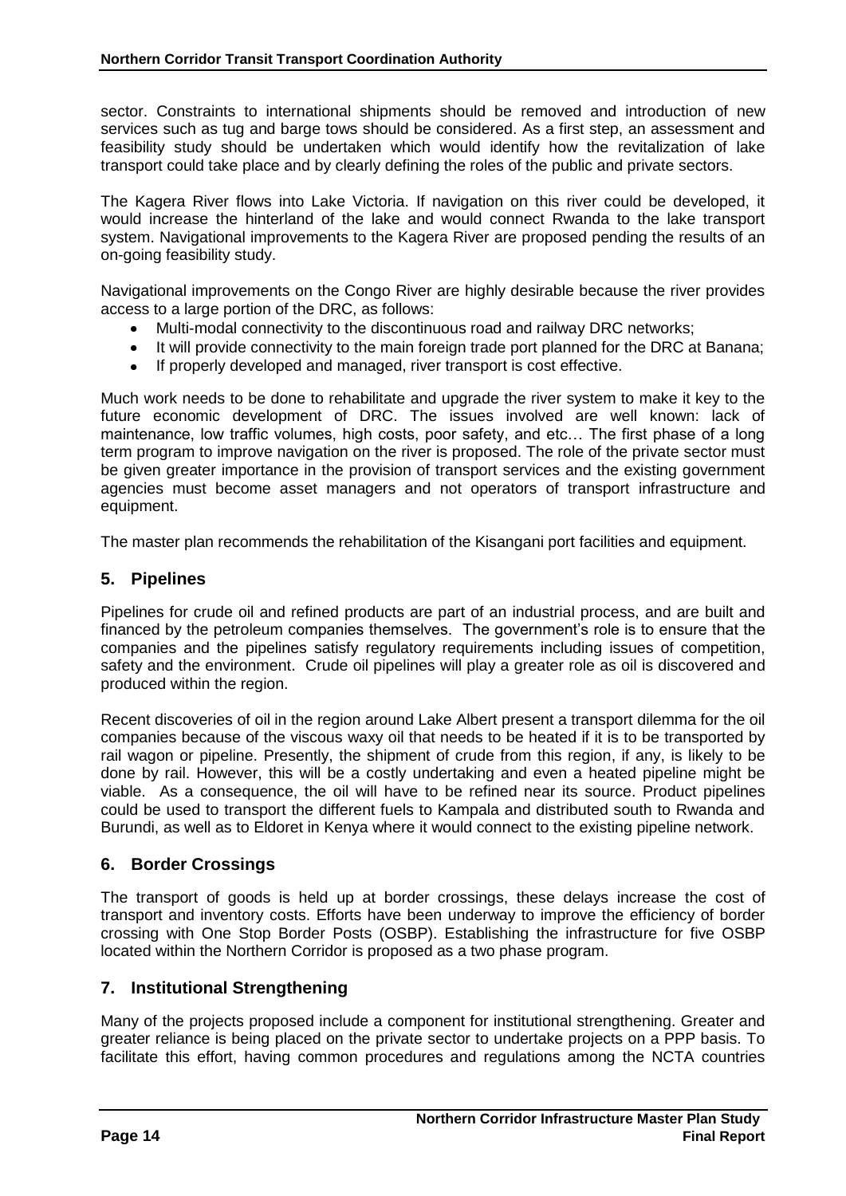sector. Constraints to international shipments should be removed and introduction of new services such as tug and barge tows should be considered. As a first step, an assessment and feasibility study should be undertaken which would identify how the revitalization of lake transport could take place and by clearly defining the roles of the public and private sectors.

The Kagera River flows into Lake Victoria. If navigation on this river could be developed, it would increase the hinterland of the lake and would connect Rwanda to the lake transport system. Navigational improvements to the Kagera River are proposed pending the results of an on-going feasibility study.

Navigational improvements on the Congo River are highly desirable because the river provides access to a large portion of the DRC, as follows:

- Multi-modal connectivity to the discontinuous road and railway DRC networks;
- It will provide connectivity to the main foreign trade port planned for the DRC at Banana;
- If properly developed and managed, river transport is cost effective.

Much work needs to be done to rehabilitate and upgrade the river system to make it key to the future economic development of DRC. The issues involved are well known: lack of maintenance, low traffic volumes, high costs, poor safety, and etc… The first phase of a long term program to improve navigation on the river is proposed. The role of the private sector must be given greater importance in the provision of transport services and the existing government agencies must become asset managers and not operators of transport infrastructure and equipment.

The master plan recommends the rehabilitation of the Kisangani port facilities and equipment.

## 5. Pipelines

Pipelines for crude oil and refined products are part of an industrial process, and are built and financed by the petroleum companies themselves. The government's role is to ensure that the companies and the pipelines satisfy regulatory requirements including issues of competition, safety and the environment. Crude oil pipelines will play a greater role as oil is discovered and produced within the region.

Recent discoveries of oil in the region around Lake Albert present a transport dilemma for the oil companies because of the viscous waxy oil that needs to be heated if it is to be transported by rail wagon or pipeline. Presently, the shipment of crude from this region, if any, is likely to be done by rail. However, this will be a costly undertaking and even a heated pipeline might be viable. As a consequence, the oil will have to be refined near its source. Product pipelines could be used to transport the different fuels to Kampala and distributed south to Rwanda and Burundi, as well as to Eldoret in Kenya where it would connect to the existing pipeline network.

## 6. Border Crossings

The transport of goods is held up at border crossings, these delays increase the cost of transport and inventory costs. Efforts have been underway to improve the efficiency of border crossing with One Stop Border Posts (OSBP). Establishing the infrastructure for five OSBP located within the Northern Corridor is proposed as a two phase program.

## 7. Institutional Strengthening

Many of the projects proposed include a component for institutional strengthening. Greater and greater reliance is being placed on the private sector to undertake projects on a PPP basis. To facilitate this effort, having common procedures and regulations among the NCTA countries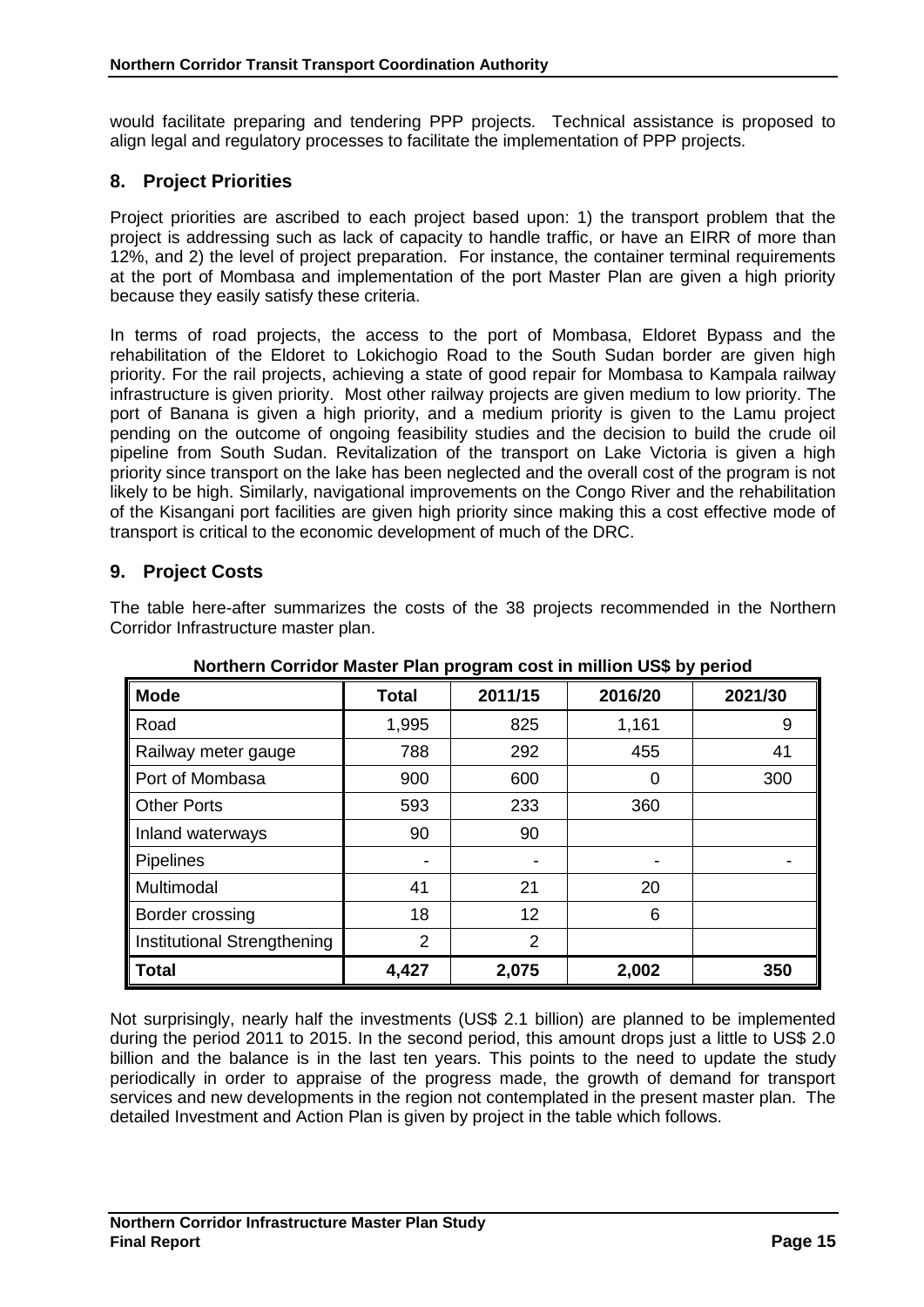would facilitate preparing and tendering PPP projects. Technical assistance is proposed to align legal and regulatory processes to facilitate the implementation of PPP projects.

## 8. Project Priorities

Project priorities are ascribed to each project based upon: 1) the transport problem that the project is addressing such as lack of capacity to handle traffic, or have an EIRR of more than 12%, and 2) the level of project preparation. For instance, the container terminal requirements at the port of Mombasa and implementation of the port Master Plan are given a high priority because they easily satisfy these criteria.

In terms of road projects, the access to the port of Mombasa, Eldoret Bypass and the rehabilitation of the Eldoret to Lokichogio Road to the South Sudan border are given high priority. For the rail projects, achieving a state of good repair for Mombasa to Kampala railway infrastructure is given priority. Most other railway projects are given medium to low priority. The port of Banana is given a high priority, and a medium priority is given to the Lamu project pending on the outcome of ongoing feasibility studies and the decision to build the crude oil pipeline from South Sudan. Revitalization of the transport on Lake Victoria is given a high priority since transport on the lake has been neglected and the overall cost of the program is not likely to be high. Similarly, navigational improvements on the Congo River and the rehabilitation of the Kisangani port facilities are given high priority since making this a cost effective mode of transport is critical to the economic development of much of the DRC.

## 9. Project Costs

The table here-after summarizes the costs of the 38 projects recommended in the Northern Corridor Infrastructure master plan.

**Northern Corridor Master Plan program cost in million US$ by period**

| Mode | Total | 2011/15 | 2016/20 | 2021/30 |
|---|---|---|---|---|
| Road | 1,995 | 825 | 1,161 | 9 |
| Railway meter gauge | 788 | 292 | 455 | 41 |
| Port of Mombasa | 900 | 600 | 0 | 300 |
| Other Ports | 593 | 233 | 360 | |
| Inland waterways | 90 | 90 | | |
| Pipelines | - | - | - | - |
| Multimodal | 41 | 21 | 20 | |
| Border crossing | 18 | 12 | 6 | |
| Institutional Strengthening | 2 | 2 | | |
| **Total** | **4,427** | **2,075** | **2,002** | **350** |

Not surprisingly, nearly half the investments (US$ 2.1 billion) are planned to be implemented during the period 2011 to 2015. In the second period, this amount drops just a little to US$ 2.0 billion and the balance is in the last ten years. This points to the need to update the study periodically in order to appraise of the progress made, the growth of demand for transport services and new developments in the region not contemplated in the present master plan. The detailed Investment and Action Plan is given by project in the table which follows.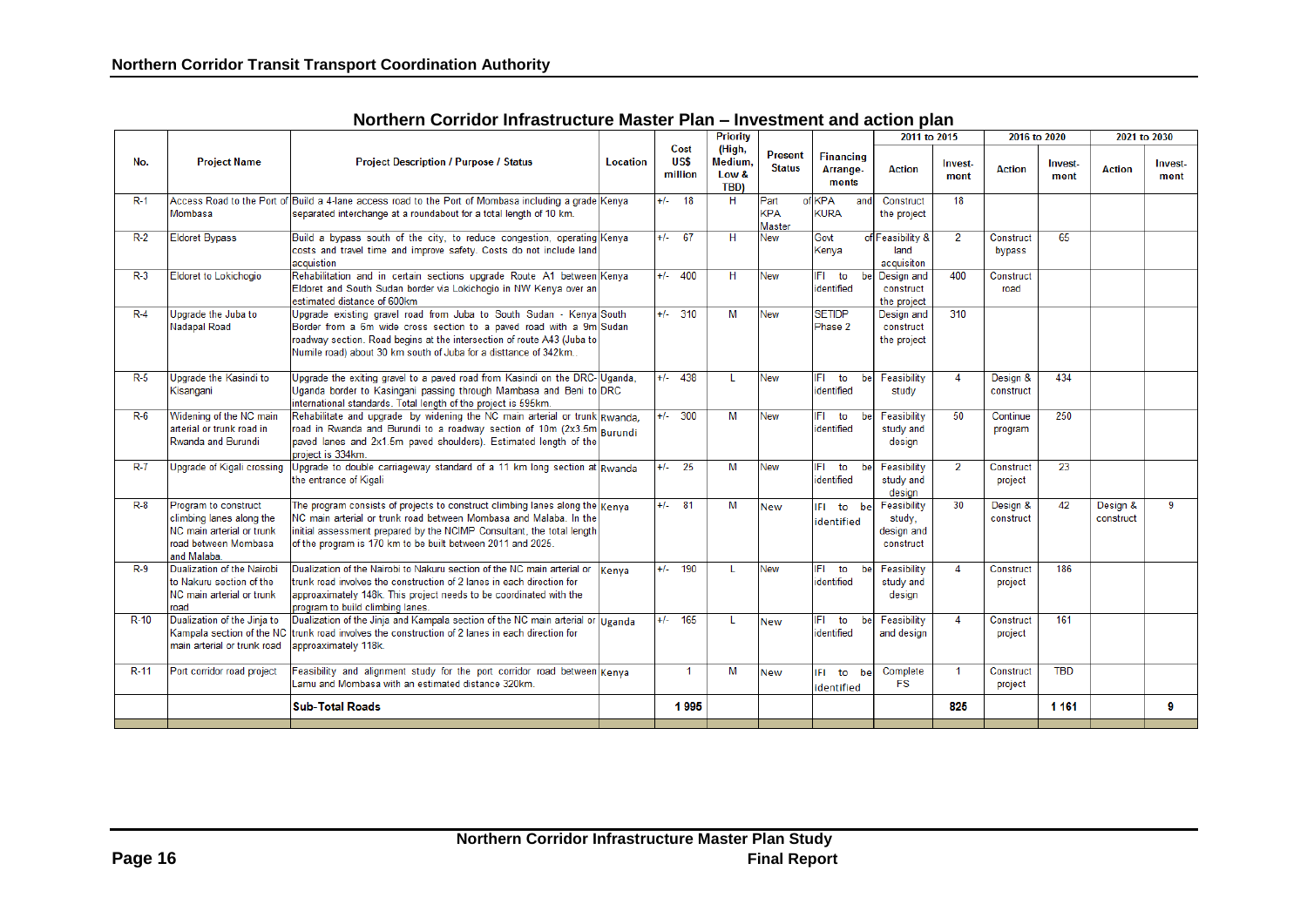## Northern Corridor Infrastructure Master Plan – Investment and action plan

| No. | Project Name | Project Description / Purpose / Status | Location | Cost US$ million | Priority (High, Medium, Low & TBD) | Present Status | Financing Arrange-ments | 2011 to 2015 | | 2016 to 2020 | | 2021 to 2030 | |
|---|---|---|---|---|---|---|---|---|---|---|---|---|---|
| | | | | | | | | Action | Invest-ment | Action | Invest-ment | Action | Invest-ment |
| R-1 | Access Road to the Port of Mombasa | Build a 4-lane access road to the Port of Mombasa including a grade separated interchange at a roundabout for a total length of 10 km. | Kenya | +/- 18 | H | Part of KPA Master | KPA and KURA | Construct the project | 18 | | | | |
| R-2 | Eldoret Bypass | Build a bypass south of the city, to reduce congestion, operating costs and travel time and improve safety. Costs do not include land acquistion | Kenya | +/- 67 | H | New | Govt of Kenya | Feasibility & land acquisiton | 2 | Construct bypass | 65 | | |
| R-3 | Eldoret to Lokichogio | Rehabilitation and in certain sections upgrade Route A1 between Eldoret and South Sudan border via Lokichogio in NW Kenya over an estimated distance of 600km | Kenya | +/- 400 | H | New | IFI to be identified | Design and construct the project | 400 | Construct road | | | |
| R-4 | Upgrade the Juba to Nadapal Road | Upgrade existing gravel road from Juba to South Sudan - Kenya Border from a 6m wide cross section to a paved road with a 9m roadway section. Road begins at the intersection of route A43 (Juba to Numile road) about 30 km south of Juba for a disttance of 342km. | South Sudan | +/- 310 | M | New | SETIDP Phase 2 | Design and construct the project | 310 | | | | |
| R-5 | Upgrade the Kasindi to Kisangani | Upgrade the exiting gravel to a paved road from Kasindi on the DRC-Uganda border to Kasingani passing through Mambasa and Beni to international standards. Total length of the project is 595km. | Uganda, DRC | +/- 438 | L | New | IFI to be identified | Feasibility study | 4 | Design & construct | 434 | | |
| R-6 | Widening of the NC main arterial or trunk road in Rwanda and Burundi | Rehabilitate and upgrade by widening the NC main arterial or trunk road in Rwanda and Burundi to a roadway section of 10m (2x3.5m paved lanes and 2x1.5m paved shoulders). Estimated length of the project is 334km. | Rwanda, Burundi | +/- 300 | M | New | IFI to be identified | Feasibility study and design | 50 | Continue program | 250 | | |
| R-7 | Upgrade of Kigali crossing | Upgrade to double carriageway standard of a 11 km long section at the entrance of Kigali | Rwanda | +/- 25 | M | New | IFI to be identified | Feasibility study and design | 2 | Construct project | 23 | | |
| R-8 | Program to construct climbing lanes along the NC main arterial or trunk road between Mombasa and Malaba. | The program consists of projects to construct climbing lanes along the NC main arterial or trunk road between Mombasa and Malaba. In the initial assessment prepared by the NCIMP Consultant, the total length of the program is 170 km to be built between 2011 and 2025. | Kenya | +/- 81 | M | New | IFI to be identified | Feasibility study, design and construct | 30 | Design & construct | 42 | Design & construct | 9 |
| R-9 | Dualization of the Nairobi to Nakuru section of the NC main arterial or trunk road | Dualization of the Nairobi to Nakuru section of the NC main arterial or trunk road involves the construction of 2 lanes in each direction for approaximately 148k. This project needs to be coordinated with the program to build climbing lanes. | Kenya | +/- 190 | L | New | IFI to be identified | Feasibility study and design | 4 | Construct project | 186 | | |
| R-10 | Dualization of the Jinja to Kampala section of the NC main arterial or trunk road | Dualization of the Jinja and Kampala section of the NC main arterial or trunk road involves the construction of 2 lanes in each direction for approximately 118k. | Uganda | +/- 165 | L | New | IFI to be identified | Feasibility and design | 4 | Construct project | 161 | | |
| R-11 | Port corridor road project | Feasibility and alignment study for the port corridor road between Lamu and Mombasa with an estimated distance 320km. | Kenya | 1 | M | New | IFI to be identified | Complete FS | 1 | Construct project | TBD | | |
| | | **Sub-Total Roads** | | **1 995** | | | | | **825** | | **1 161** | | **9** |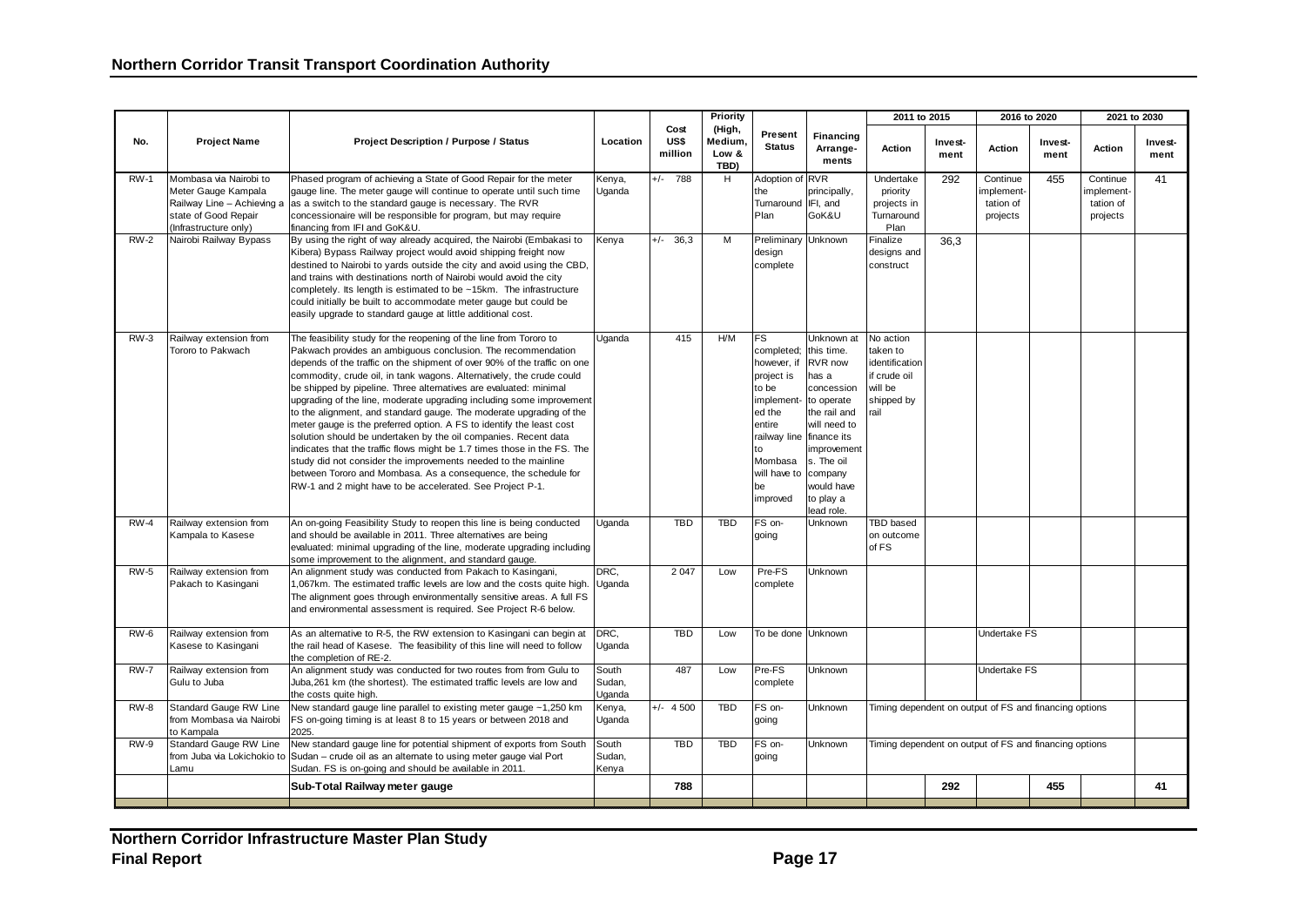| No. | Project Name | Project Description / Purpose / Status | Location | Cost US$ million | Priority (High, Medium, Low & TBD) | Present Status | Financing Arrange-ments | 2011 to 2015 | | 2016 to 2020 | | 2021 to 2030 | |
|---|---|---|---|---|---|---|---|---|---|---|---|---|---|
| | | | | | | | | Action | Invest-ment | Action | Invest-ment | Action | Invest-ment |
| RW-1 | Mombasa via Nairobi to Meter Gauge Kampala Railway Line – Achieving a state of Good Repair (Infrastructure only) | Phased program of achieving a State of Good Repair for the meter gauge line. The meter gauge will continue to operate until such time as a switch to the standard gauge is necessary. The RVR concessionaire will be responsible for program, but may require financing from IFI and GoK&U. | Kenya, Uganda | +/- 788 | H | Adoption of the Turnaround Plan | RVR principally, IFI, and GoK&U | Undertake priority projects in Turnaround Plan | 292 | Continue implement-tation of projects | 455 | Continue implement-tation of projects | 41 |
| RW-2 | Nairobi Railway Bypass | By using the right of way already acquired, the Nairobi (Embakasi to Kibera) Bypass Railway project would avoid shipping freight now destined to Nairobi to yards outside the city and avoid using the CBD, and trains with destinations north of Nairobi would avoid the city completely. Its length is estimated to be ~15km. The infrastructure could initially be built to accommodate meter gauge but could be easily upgrade to standard gauge at little additional cost. | Kenya | +/- 36,3 | M | Preliminary design complete | Unknown | Finalize designs and construct | 36,3 | | | | |
| RW-3 | Railway extension from Tororo to Pakwach | The feasibility study for the reopening of the line from Tororo to Pakwach provides an ambiguous conclusion. The recommendation depends of the traffic on the shipment of over 90% of the traffic on one commodity, crude oil, in tank wagons. Alternatively, the crude could be shipped by pipeline. Three alternatives are evaluated: minimal upgrading of the line, moderate upgrading including some improvement to the alignment, and standard gauge. The moderate upgrading of the meter gauge is the preferred option. A FS to identify the least cost solution should be undertaken by the oil companies. Recent data indicates that the traffic flows might be 1.7 times those in the FS. The study did not consider the improvements needed to the mainline between Tororo and Mombasa. As a consequence, the schedule for RW-1 and 2 might have to be accelerated. See Project P-1. | Uganda | 415 | H/M | FS completed; however, if project is to be implement-ed the entire railway line to Mombasa will have to be improved | Unknown at this time. RVR now has a concession to operate the rail and will need to finance its improvement s. The oil company would have to play a lead role. | No action taken to identification if crude oil will be shipped by rail | | | | | |
| RW-4 | Railway extension from Kampala to Kasese | An on-going Feasibility Study to reopen this line is being conducted and should be available in 2011. Three alternatives are being evaluated: minimal upgrading of the line, moderate upgrading including some improvement to the alignment, and standard gauge. | Uganda | TBD | TBD | FS on-going | Unknown | TBD based on outcome of FS | | | | | |
| RW-5 | Railway extension from Pakach to Kasingani | An alignment study was conducted from Pakach to Kasingani, 1,067km. The estimated traffic levels are low and the costs quite high. The alignment goes through environmentally sensitive areas. A full FS and environmental assessment is required. See Project R-6 below. | DRC, Uganda | 2 047 | Low | Pre-FS complete | Unknown | | | | | | |
| RW-6 | Railway extension from Kasese to Kasingani | As an alternative to R-5, the RW extension to Kasingani can begin at the rail head of Kasese. The feasibility of this line will need to follow the completion of RE-2. | DRC, Uganda | TBD | Low | To be done | Unknown | | | Undertake FS | | | |
| RW-7 | Railway extension from Gulu to Juba | An alignment study was conducted for two routes from Gulu to Juba,261 km (the shortest). The estimated traffic levels are low and the costs quite high. | South Sudan, Uganda | 487 | Low | Pre-FS complete | Unknown | | | Undertake FS | | | |
| RW-8 | Standard Gauge RW Line from Mombasa via Nairobi to Kampala | New standard gauge line parallel to existing meter gauge ~1,250 km FS on-going timing is at least 8 to 15 years or between 2018 and 2025. | Kenya, Uganda | +/- 4 500 | TBD | FS on-going | Unknown | Timing dependent on output of FS and financing options | | | | | |
| RW-9 | Standard Gauge RW Line from Juba via Lokichokio to Lamu | New standard gauge line for potential shipment of exports from South Sudan – crude oil as an alternate to using meter gauge vial Port Sudan. FS is on-going and should be available in 2011. | South Sudan, Kenya | TBD | TBD | FS on-going | Unknown | Timing dependent on output of FS and financing options | | | | | |
| | | **Sub-Total Railway meter gauge** | | **788** | | | | | **292** | | **455** | | **41** |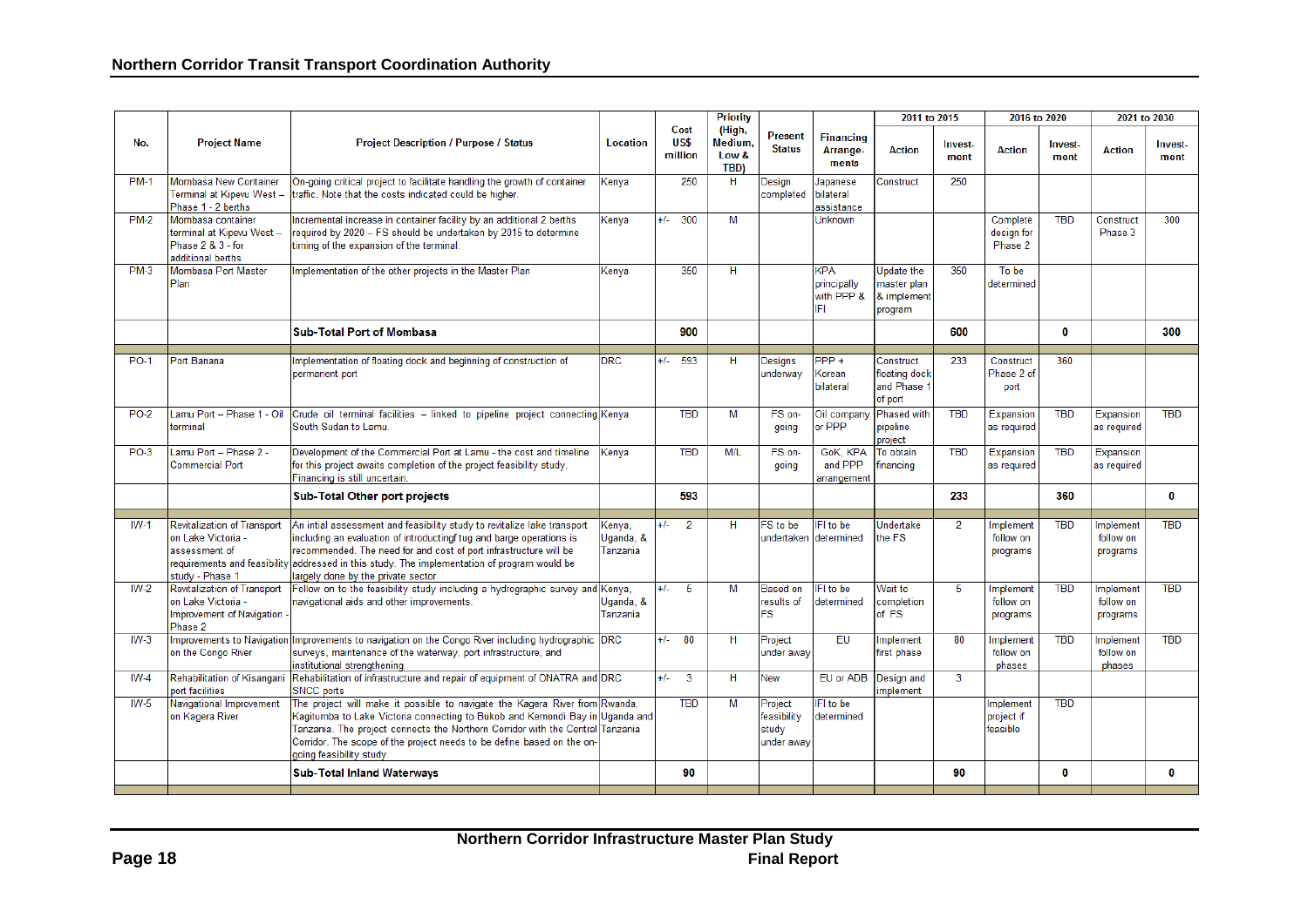| No. | Project Name | Project Description / Purpose / Status | Location | Cost US$ million | Priority (High, Medium, Low & TBD) | Present Status | Financing Arrange-ments | 2011 to 2015 | | 2016 to 2020 | | 2021 to 2030 | |
|---|---|---|---|---|---|---|---|---|---|---|---|---|---|
| | | | | | | | | Action | Invest-ment | Action | Invest-ment | Action | Invest-ment |
| PM-1 | Mombasa New Container Terminal at Kipevu West – Phase 1 - 2 berths | On-going critical project to facilitate handling the growth of container traffic. Note that the costs indicated could be higher. | Kenya | 250 | H | Design completed | Japanese bilateral assistance | Construct | 250 | | | | |
| PM-2 | Mombasa container terminal at Kipevu West – Phase 2 & 3 - for additional berths | Incremental increase in container facility by an additional 2 berths required by 2020 – FS should be undertaken by 2015 to determine timing of the expansion of the terminal. | Kenya | +/- 300 | M | | Unknown | | | Complete design for Phase 2 | TBD | Construct Phase 3 | 300 |
| PM-3 | Mombasa Port Master Plan | Implementation of the other projects in the Master Plan | Kenya | 350 | H | | KPA principally with PPP & IFI | Update the master plan & implement program | 350 | To be determined | | | |
| | | **Sub-Total Port of Mombasa** | | **900** | | | | | **600** | | **0** | | **300** |
| PO-1 | Port Banana | Implementation of floating dock and beginning of construction of permanent port | DRC | +/- 593 | H | Designs underway | PPP + Korean bilateral | Construct floating dock and Phase 1 of port | 233 | Construct Phase 2 of port | 360 | | |
| PO-2 | Lamu Port – Phase 1 - Oil terminal | Crude oil terminal facilities – linked to pipeline project connecting South Sudan to Lamu. | Kenya | TBD | M | FS on-going | Oil company or PPP | Phased with pipeline project | TBD | Expansion as required | TBD | Expansion as required | TBD |
| PO-3 | Lamu Port – Phase 2 - Commercial Port | Development of the Commercial Port at Lamu - the cost and timeline for this project awaits completion of the project feasibility study. Financing is still uncertain. | Kenya | TBD | M/L | FS on-going | GoK, KPA and PPP arrangement | To obtain financing | TBD | Expansion as required | TBD | Expansion as required | |
| | | **Sub-Total Other port projects** | | **593** | | | | | **233** | | **360** | | **0** |
| IW-1 | Revitalization of Transport on Lake Victoria - assessment of requirements and feasibility study - Phase 1 | An intial assessment and feasibility study to revitalize lake transport including an evaluation of introductingf tug and barge operations is recommended. The need for and cost of port infrastructure will be addressed in this study. The implementation of program would be largely done by the private sector | Kenya, Uganda, & Tanzania | +/- 2 | H | FS to be undertaken | IFI to be determined | Undertake the FS | 2 | Implement follow on programs | TBD | Implement follow on programs | TBD |
| IW-2 | Revitalization of Transport on Lake Victoria - Improvement of Navigation - Phase 2 | Follow on to the feasibility study including a hydrographic survey and navigational aids and other improvements. | Kenya, Uganda, & Tanzania | +/- 5 | M | Based on results of FS | IFI to be determined | Wait to completion of FS | 5 | Implement follow on programs | TBD | Implement follow on programs | TBD |
| IW-3 | Improvements to Navigation on the Congo River | Improvements to navigation on the Congo River including hydrographic surveys, maintenance of the waterway, port infrastructure, and institutional strengthening. | DRC | +/- 80 | H | Project under away | EU | Implement first phase | 80 | Implement follow on phases | TBD | Implement follow on phases | TBD |
| IW-4 | Rehabilitation of Kisangani port facilities | Rehabilitation of infrastructure and repair of equipment of ONATRA and SNCC ports | DRC | +/- 3 | H | New | EU or ADB | Design and implement | 3 | | | | |
| IW-5 | Navigational Improvement on Kagera River | The project will make it possible to navigate the Kagera River from Kagitumba to Lake Victoria connecting to Bukob and Kemondi Bay in Tanzania. The project connects the Northern Corridor with the Central Corridor. The scope of the project needs to be define based on the on-going feasibility study. | Rwanda, Uganda and Tanzania | TBD | M | Project feasibility study under away | IFI to be determined | | | Implement project if feasible | TBD | | |
| | | **Sub-Total Inland Waterways** | | **90** | | | | | **90** | | **0** | | **0** |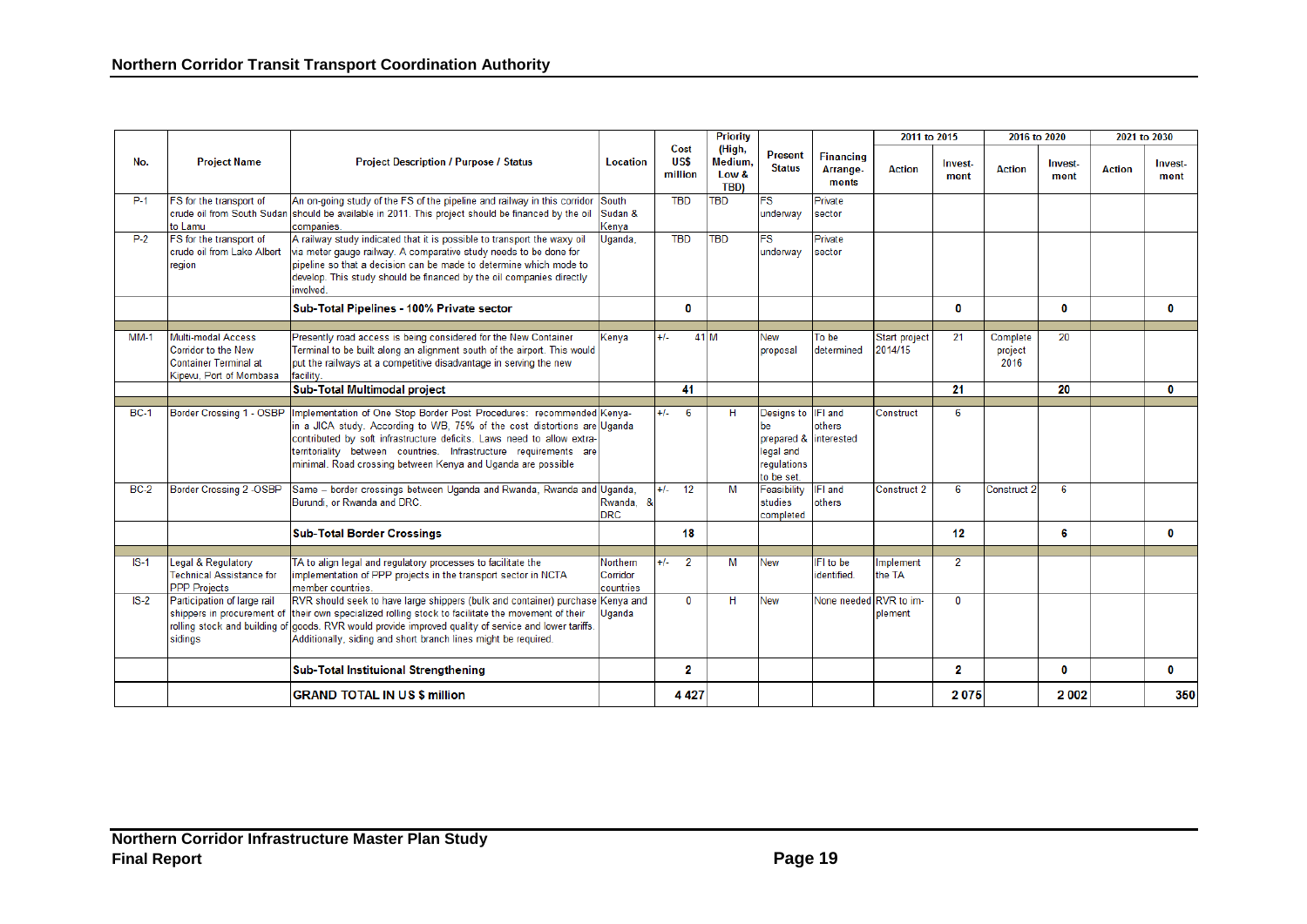| No. | Project Name | Project Description / Purpose / Status | Location | Cost US$ million | Priority (High, Medium, Low & TBD) | Present Status | Financing Arrange-ments | 2011 to 2015 | | 2016 to 2020 | | 2021 to 2030 | |
|---|---|---|---|---|---|---|---|---|---|---|---|---|---|
| | | | | | | | | Action | Invest-ment | Action | Invest-ment | Action | Invest-ment |
| P-1 | FS for the transport of crude oil from South Sudan to Lamu | An on-going study of the FS of the pipeline and railway in this corridor should be available in 2011. This project should be financed by the oil companies. | South Sudan & Kenya | TBD | TBD | FS underway | Private sector | | | | | | |
| P-2 | FS for the transport of crude oil from Lake Albert region | A railway study indicated that it is possible to transport the waxy oil via meter gauge railway. A comparative study needs to be done for pipeline so that a decision can be made to determine which mode to develop. This study should be financed by the oil companies directly involved. | Uganda, | TBD | TBD | FS underway | Private sector | | | | | | |
| | | **Sub-Total Pipelines - 100% Private sector** | | **0** | | | | | **0** | | **0** | | **0** |
| | | | | | | | | | | | | | |
| MM-1 | Multi-modal Access Corridor to the New Container Terminal at Kipevu, Port of Mombasa | Presently road access is being considered for the New Container Terminal to be built along an alignment south of the airport. This would put the railways at a competitive disadvantage in serving the new facility. | Kenya | +/- 41 | M | New proposal | To be determined | Start project 2014/15 | 21 | Complete project 2016 | 20 | | |
| | | **Sub-Total Multimodal project** | | **41** | | | | | **21** | | **20** | | **0** |
| | | | | | | | | | | | | | |
| BC-1 | Border Crossing 1 - OSBP | Implementation of One Stop Border Post Procedures: recommended in a JICA study. According to WB, 75% of the cost distortions are contributed by soft infrastructure deficits. Laws need to allow extra-territoriality between countries. Infrastructure requirements are minimal. Road crossing between Kenya and Uganda are possible | Kenya-Uganda | +/- 6 | H | Designs to be prepared & legal and regulations to be set. | IFI and others interested | Construct | 6 | | | | |
| BC-2 | Border Crossing 2 -OSBP | Same – border crossings between Uganda and Rwanda, Rwanda and Burundi, or Rwanda and DRC. | Uganda, Rwanda, & DRC | +/- 12 | M | Feasibility studies completed | IFI and others | Construct 2 | 6 | Construct 2 | 6 | | |
| | | **Sub-Total Border Crossings** | | **18** | | | | | **12** | | **6** | | **0** |
| | | | | | | | | | | | | | |
| IS-1 | Legal & Regulatory Technical Assistance for PPP Projects | TA to align legal and regulatory processes to facilitate the implementation of PPP projects in the transport sector in NCTA member countries. | Northern Corridor countries | +/- 2 | M | New | IFI to be identified. | Implement the TA | 2 | | | | |
| IS-2 | Participation of large rail shippers in procurement of rolling stock and building of sidings | RVR should seek to have large shippers (bulk and container) purchase their own specialized rolling stock to facilitate the movement of their goods. RVR would provide improved quality of service and lower tariffs. Additionally, siding and short branch lines might be required. | Kenya and Uganda | 0 | H | New | None needed | RVR to im-plement | 0 | | | | |
| | | **Sub-Total Instituional Strengthening** | | **2** | | | | | **2** | | **0** | | **0** |
| | | **GRAND TOTAL IN US $ million** | | **4 427** | | | | | **2 075** | | **2 002** | | **350** |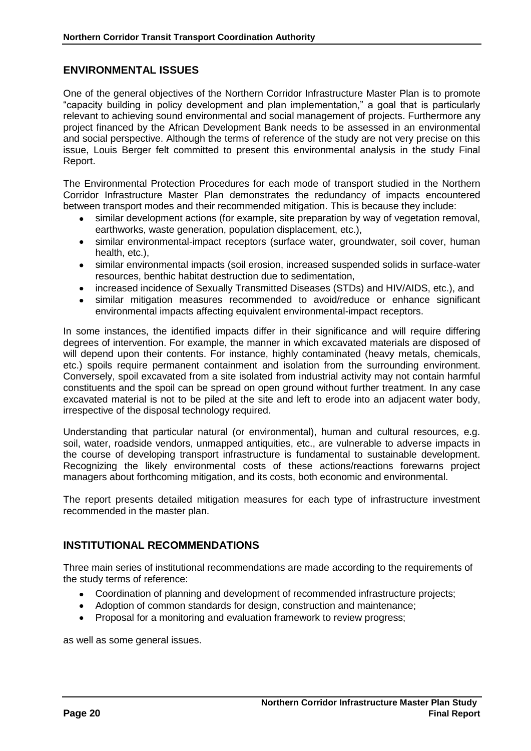## ENVIRONMENTAL ISSUES

One of the general objectives of the Northern Corridor Infrastructure Master Plan is to promote "capacity building in policy development and plan implementation," a goal that is particularly relevant to achieving sound environmental and social management of projects. Furthermore any project financed by the African Development Bank needs to be assessed in an environmental and social perspective. Although the terms of reference of the study are not very precise on this issue, Louis Berger felt committed to present this environmental analysis in the study Final Report.

The Environmental Protection Procedures for each mode of transport studied in the Northern Corridor Infrastructure Master Plan demonstrates the redundancy of impacts encountered between transport modes and their recommended mitigation. This is because they include:

- similar development actions (for example, site preparation by way of vegetation removal, earthworks, waste generation, population displacement, etc.),
- similar environmental-impact receptors (surface water, groundwater, soil cover, human health, etc.),
- similar environmental impacts (soil erosion, increased suspended solids in surface-water resources, benthic habitat destruction due to sedimentation,
- increased incidence of Sexually Transmitted Diseases (STDs) and HIV/AIDS, etc.), and
- similar mitigation measures recommended to avoid/reduce or enhance significant environmental impacts affecting equivalent environmental-impact receptors.

In some instances, the identified impacts differ in their significance and will require differing degrees of intervention. For example, the manner in which excavated materials are disposed of will depend upon their contents. For instance, highly contaminated (heavy metals, chemicals, etc.) spoils require permanent containment and isolation from the surrounding environment. Conversely, spoil excavated from a site isolated from industrial activity may not contain harmful constituents and the spoil can be spread on open ground without further treatment. In any case excavated material is not to be piled at the site and left to erode into an adjacent water body, irrespective of the disposal technology required.

Understanding that particular natural (or environmental), human and cultural resources, e.g. soil, water, roadside vendors, unmapped antiquities, etc., are vulnerable to adverse impacts in the course of developing transport infrastructure is fundamental to sustainable development. Recognizing the likely environmental costs of these actions/reactions forewarns project managers about forthcoming mitigation, and its costs, both economic and environmental.

The report presents detailed mitigation measures for each type of infrastructure investment recommended in the master plan.

## INSTITUTIONAL RECOMMENDATIONS

Three main series of institutional recommendations are made according to the requirements of the study terms of reference:

- Coordination of planning and development of recommended infrastructure projects;
- Adoption of common standards for design, construction and maintenance;
- Proposal for a monitoring and evaluation framework to review progress;

as well as some general issues.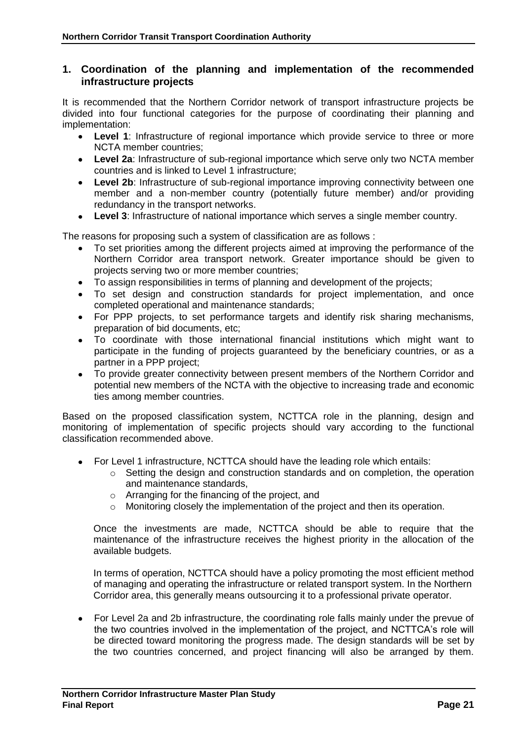## 1. Coordination of the planning and implementation of the recommended infrastructure projects

It is recommended that the Northern Corridor network of transport infrastructure projects be divided into four functional categories for the purpose of coordinating their planning and implementation:

- **Level 1**: Infrastructure of regional importance which provide service to three or more NCTA member countries;
- **Level 2a**: Infrastructure of sub-regional importance which serve only two NCTA member countries and is linked to Level 1 infrastructure;
- **Level 2b**: Infrastructure of sub-regional importance improving connectivity between one member and a non-member country (potentially future member) and/or providing redundancy in the transport networks.
- **Level 3**: Infrastructure of national importance which serves a single member country.

The reasons for proposing such a system of classification are as follows :

- To set priorities among the different projects aimed at improving the performance of the Northern Corridor area transport network. Greater importance should be given to projects serving two or more member countries;
- To assign responsibilities in terms of planning and development of the projects;
- To set design and construction standards for project implementation, and once completed operational and maintenance standards;
- For PPP projects, to set performance targets and identify risk sharing mechanisms, preparation of bid documents, etc;
- To coordinate with those international financial institutions which might want to participate in the funding of projects guaranteed by the beneficiary countries, or as a partner in a PPP project;
- To provide greater connectivity between present members of the Northern Corridor and potential new members of the NCTA with the objective to increasing trade and economic ties among member countries.

Based on the proposed classification system, NCTTCA role in the planning, design and monitoring of implementation of specific projects should vary according to the functional classification recommended above.

- For Level 1 infrastructure, NCTTCA should have the leading role which entails:
  - Setting the design and construction standards and on completion, the operation and maintenance standards,
  - Arranging for the financing of the project, and
  - Monitoring closely the implementation of the project and then its operation.

  Once the investments are made, NCTTCA should be able to require that the maintenance of the infrastructure receives the highest priority in the allocation of the available budgets.

  In terms of operation, NCTTCA should have a policy promoting the most efficient method of managing and operating the infrastructure or related transport system. In the Northern Corridor area, this generally means outsourcing it to a professional private operator.

- For Level 2a and 2b infrastructure, the coordinating role falls mainly under the prevue of the two countries involved in the implementation of the project, and NCTTCA's role will be directed toward monitoring the progress made. The design standards will be set by the two countries concerned, and project financing will also be arranged by them.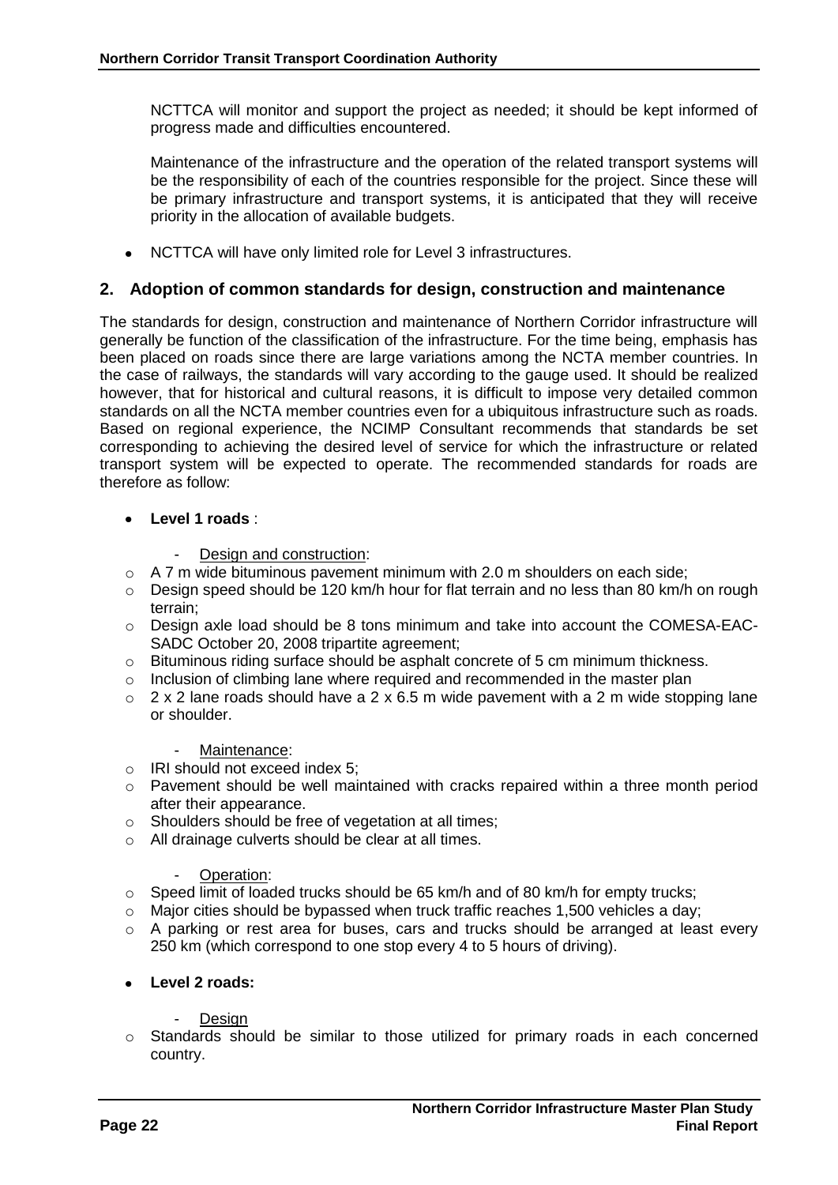NCTTCA will monitor and support the project as needed; it should be kept informed of progress made and difficulties encountered.

Maintenance of the infrastructure and the operation of the related transport systems will be the responsibility of each of the countries responsible for the project. Since these will be primary infrastructure and transport systems, it is anticipated that they will receive priority in the allocation of available budgets.

- NCTTCA will have only limited role for Level 3 infrastructures.

## 2. Adoption of common standards for design, construction and maintenance

The standards for design, construction and maintenance of Northern Corridor infrastructure will generally be function of the classification of the infrastructure. For the time being, emphasis has been placed on roads since there are large variations among the NCTA member countries. In the case of railways, the standards will vary according to the gauge used. It should be realized however, that for historical and cultural reasons, it is difficult to impose very detailed common standards on all the NCTA member countries even for a ubiquitous infrastructure such as roads. Based on regional experience, the NCIMP Consultant recommends that standards be set corresponding to achieving the desired level of service for which the infrastructure or related transport system will be expected to operate. The recommended standards for roads are therefore as follow:

- **Level 1 roads** :

  - Design and construction:
    - A 7 m wide bituminous pavement minimum with 2.0 m shoulders on each side;
    - Design speed should be 120 km/h hour for flat terrain and no less than 80 km/h on rough terrain;
    - Design axle load should be 8 tons minimum and take into account the COMESA-EAC-SADC October 20, 2008 tripartite agreement;
    - Bituminous riding surface should be asphalt concrete of 5 cm minimum thickness.
    - Inclusion of climbing lane where required and recommended in the master plan
    - 2 x 2 lane roads should have a 2 x 6.5 m wide pavement with a 2 m wide stopping lane or shoulder.

  - Maintenance:
    - IRI should not exceed index 5;
    - Pavement should be well maintained with cracks repaired within a three month period after their appearance.
    - Shoulders should be free of vegetation at all times;
    - All drainage culverts should be clear at all times.

  - Operation:
    - Speed limit of loaded trucks should be 65 km/h and of 80 km/h for empty trucks;
    - Major cities should be bypassed when truck traffic reaches 1,500 vehicles a day;
    - A parking or rest area for buses, cars and trucks should be arranged at least every 250 km (which correspond to one stop every 4 to 5 hours of driving).

- **Level 2 roads:**

  - Design
    - Standards should be similar to those utilized for primary roads in each concerned country.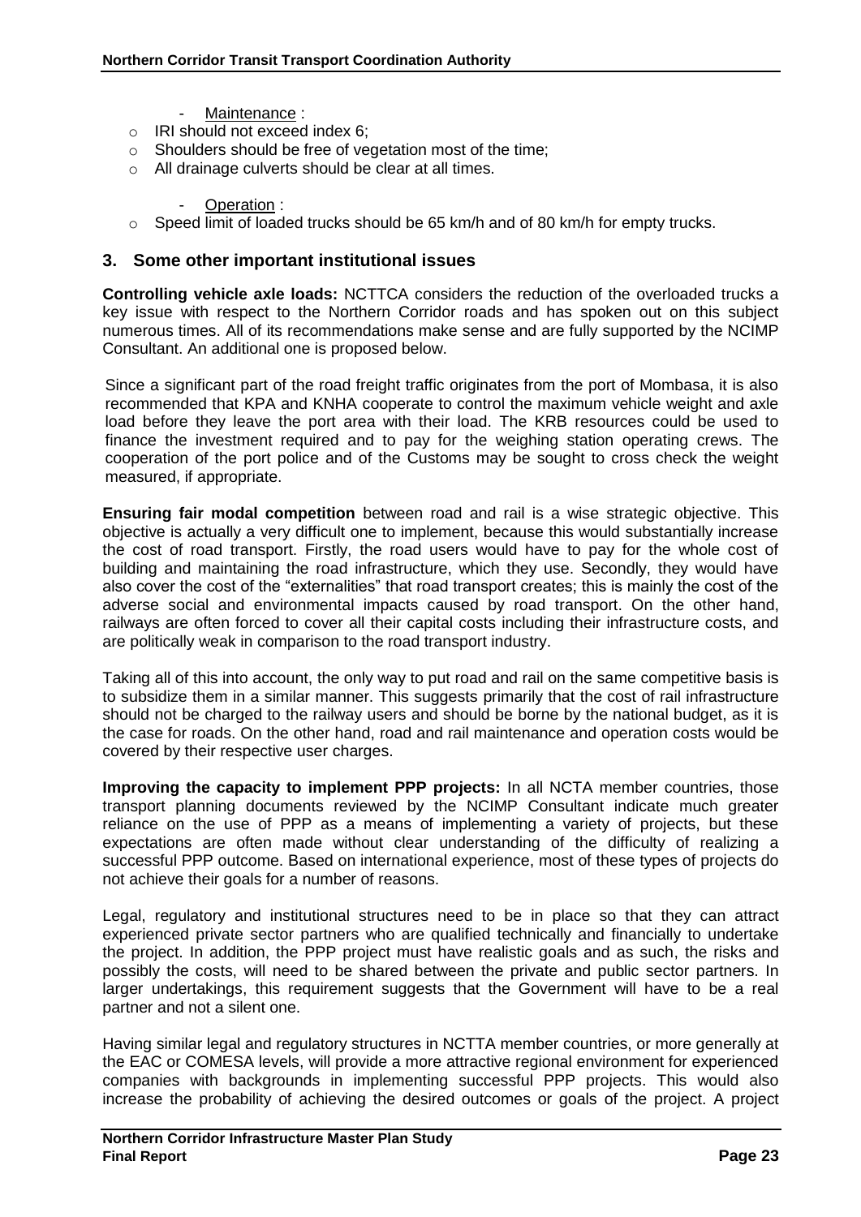- Maintenance :
  - IRI should not exceed index 6;
  - Shoulders should be free of vegetation most of the time;
  - All drainage culverts should be clear at all times.

- Operation :
  - Speed limit of loaded trucks should be 65 km/h and of 80 km/h for empty trucks.

## 3. Some other important institutional issues

**Controlling vehicle axle loads:** NCTTCA considers the reduction of the overloaded trucks a key issue with respect to the Northern Corridor roads and has spoken out on this subject numerous times. All of its recommendations make sense and are fully supported by the NCIMP Consultant. An additional one is proposed below.

Since a significant part of the road freight traffic originates from the port of Mombasa, it is also recommended that KPA and KNHA cooperate to control the maximum vehicle weight and axle load before they leave the port area with their load. The KRB resources could be used to finance the investment required and to pay for the weighing station operating crews. The cooperation of the port police and of the Customs may be sought to cross check the weight measured, if appropriate.

**Ensuring fair modal competition** between road and rail is a wise strategic objective. This objective is actually a very difficult one to implement, because this would substantially increase the cost of road transport. Firstly, the road users would have to pay for the whole cost of building and maintaining the road infrastructure, which they use. Secondly, they would have also cover the cost of the "externalities" that road transport creates; this is mainly the cost of the adverse social and environmental impacts caused by road transport. On the other hand, railways are often forced to cover all their capital costs including their infrastructure costs, and are politically weak in comparison to the road transport industry.

Taking all of this into account, the only way to put road and rail on the same competitive basis is to subsidize them in a similar manner. This suggests primarily that the cost of rail infrastructure should not be charged to the railway users and should be borne by the national budget, as it is the case for roads. On the other hand, road and rail maintenance and operation costs would be covered by their respective user charges.

**Improving the capacity to implement PPP projects:** In all NCTA member countries, those transport planning documents reviewed by the NCIMP Consultant indicate much greater reliance on the use of PPP as a means of implementing a variety of projects, but these expectations are often made without clear understanding of the difficulty of realizing a successful PPP outcome. Based on international experience, most of these types of projects do not achieve their goals for a number of reasons.

Legal, regulatory and institutional structures need to be in place so that they can attract experienced private sector partners who are qualified technically and financially to undertake the project. In addition, the PPP project must have realistic goals and as such, the risks and possibly the costs, will need to be shared between the private and public sector partners. In larger undertakings, this requirement suggests that the Government will have to be a real partner and not a silent one.

Having similar legal and regulatory structures in NCTTA member countries, or more generally at the EAC or COMESA levels, will provide a more attractive regional environment for experienced companies with backgrounds in implementing successful PPP projects. This would also increase the probability of achieving the desired outcomes or goals of the project. A project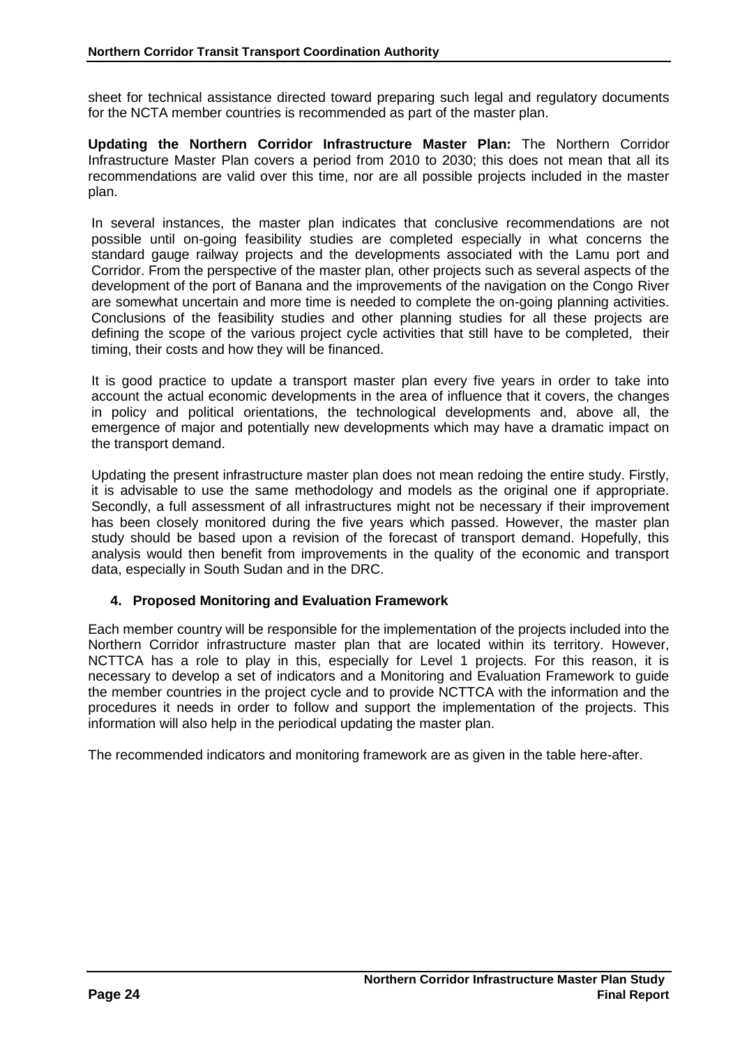sheet for technical assistance directed toward preparing such legal and regulatory documents for the NCTA member countries is recommended as part of the master plan.

**Updating the Northern Corridor Infrastructure Master Plan:** The Northern Corridor Infrastructure Master Plan covers a period from 2010 to 2030; this does not mean that all its recommendations are valid over this time, nor are all possible projects included in the master plan.

In several instances, the master plan indicates that conclusive recommendations are not possible until on-going feasibility studies are completed especially in what concerns the standard gauge railway projects and the developments associated with the Lamu port and Corridor. From the perspective of the master plan, other projects such as several aspects of the development of the port of Banana and the improvements of the navigation on the Congo River are somewhat uncertain and more time is needed to complete the on-going planning activities. Conclusions of the feasibility studies and other planning studies for all these projects are defining the scope of the various project cycle activities that still have to be completed, their timing, their costs and how they will be financed.

It is good practice to update a transport master plan every five years in order to take into account the actual economic developments in the area of influence that it covers, the changes in policy and political orientations, the technological developments and, above all, the emergence of major and potentially new developments which may have a dramatic impact on the transport demand.

Updating the present infrastructure master plan does not mean redoing the entire study. Firstly, it is advisable to use the same methodology and models as the original one if appropriate. Secondly, a full assessment of all infrastructures might not be necessary if their improvement has been closely monitored during the five years which passed. However, the master plan study should be based upon a revision of the forecast of transport demand. Hopefully, this analysis would then benefit from improvements in the quality of the economic and transport data, especially in South Sudan and in the DRC.

## 4. Proposed Monitoring and Evaluation Framework

Each member country will be responsible for the implementation of the projects included into the Northern Corridor infrastructure master plan that are located within its territory. However, NCTTCA has a role to play in this, especially for Level 1 projects. For this reason, it is necessary to develop a set of indicators and a Monitoring and Evaluation Framework to guide the member countries in the project cycle and to provide NCTTCA with the information and the procedures it needs in order to follow and support the implementation of the projects. This information will also help in the periodical updating the master plan.

The recommended indicators and monitoring framework are as given in the table here-after.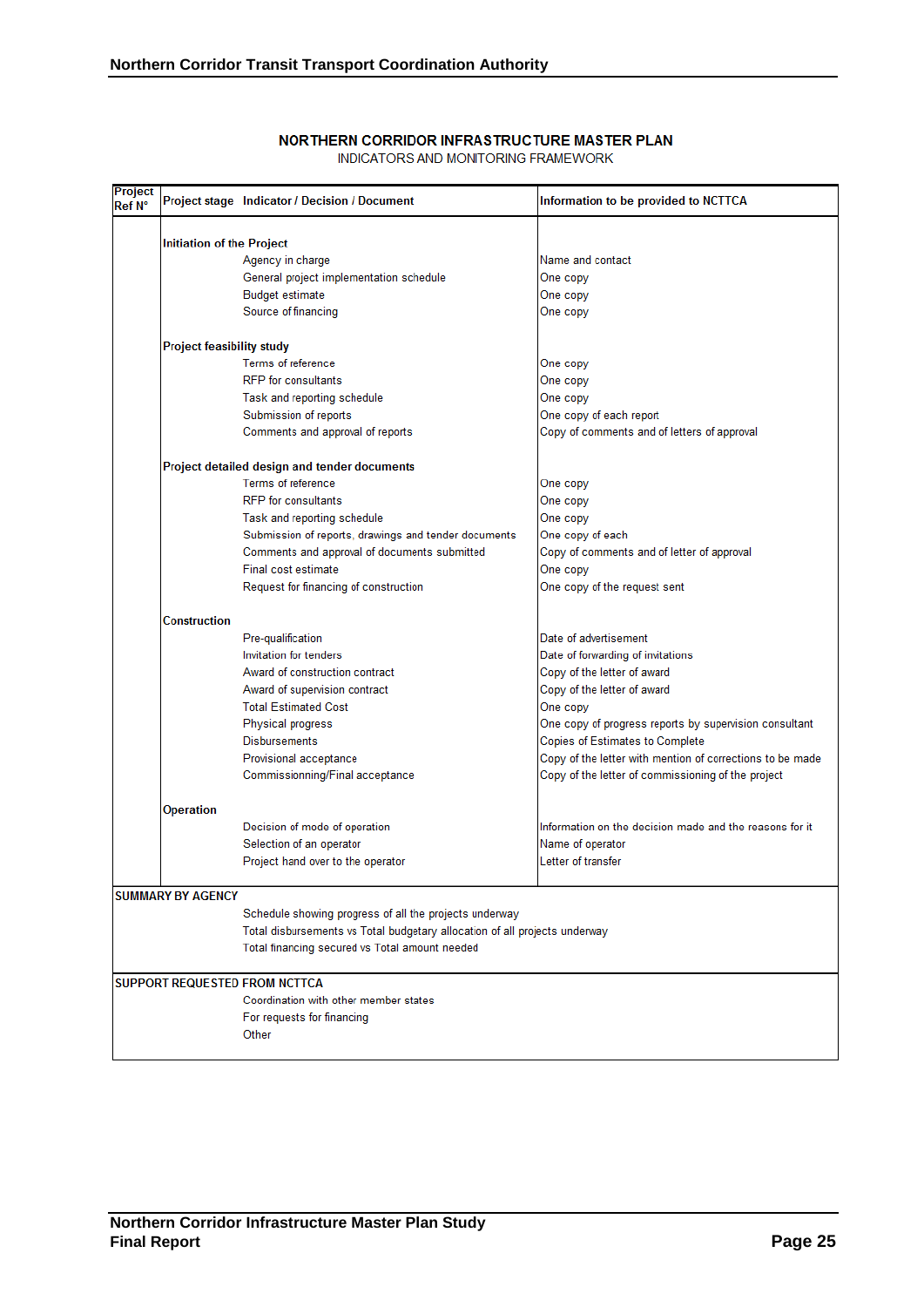**NORTHERN CORRIDOR INFRASTRUCTURE MASTER PLAN**

INDICATORS AND MONITORING FRAMEWORK

| Project Ref N° | Project stage | Indicator / Decision / Document | Information to be provided to NCTTCA |
|---|---|---|---|
| | **Initiation of the Project** | | |
| | | Agency in charge | Name and contact |
| | | General project implementation schedule | One copy |
| | | Budget estimate | One copy |
| | | Source of financing | One copy |
| | **Project feasibility study** | | |
| | | Terms of reference | One copy |
| | | RFP for consultants | One copy |
| | | Task and reporting schedule | One copy |
| | | Submission of reports | One copy of each report |
| | | Comments and approval of reports | Copy of comments and of letters of approval |
| | **Project detailed design and tender documents** | | |
| | | Terms of reference | One copy |
| | | RFP for consultants | One copy |
| | | Task and reporting schedule | One copy |
| | | Submission of reports, drawings and tender documents | One copy of each |
| | | Comments and approval of documents submitted | Copy of comments and of letter of approval |
| | | Final cost estimate | One copy |
| | | Request for financing of construction | One copy of the request sent |
| | **Construction** | | |
| | | Pre-qualification | Date of advertisement |
| | | Invitation for tenders | Date of forwarding of invitations |
| | | Award of construction contract | Copy of the letter of award |
| | | Award of supervision contract | Copy of the letter of award |
| | | Total Estimated Cost | One copy |
| | | Physical progress | One copy of progress reports by supervision consultant |
| | | Disbursements | Copies of Estimates to Complete |
| | | Provisional acceptance | Copy of the letter with mention of corrections to be made |
| | | Commissionning/Final acceptance | Copy of the letter of commissioning of the project |
| | **Operation** | | |
| | | Decision of mode of operation | Information on the decision made and the reasons for it |
| | | Selection of an operator | Name of operator |
| | | Project hand over to the operator | Letter of transfer |
| **SUMMARY BY AGENCY** | | | |
| | | Schedule showing progress of all the projects underway | |
| | | Total disbursements vs Total budgetary allocation of all projects underway | |
| | | Total financing secured vs Total amount needed | |
| **SUPPORT REQUESTED FROM NCTTCA** | | | |
| | | Coordination with other member states | |
| | | For requests for financing | |
| | | Other | |